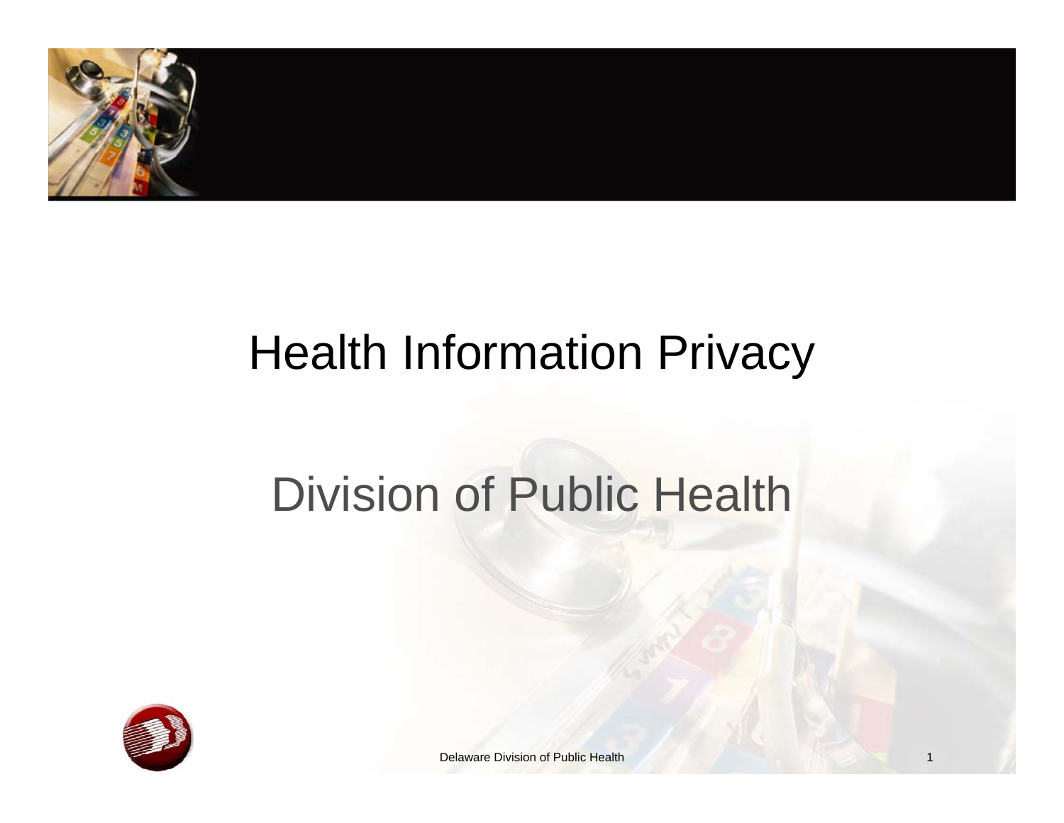# Health Information Privacy

## Division of Public Health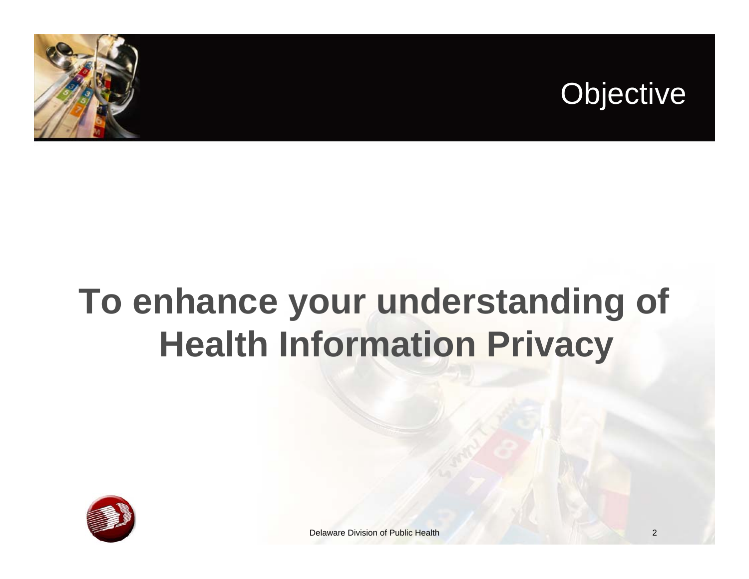# Objective

**To enhance your understanding of Health Information Privacy**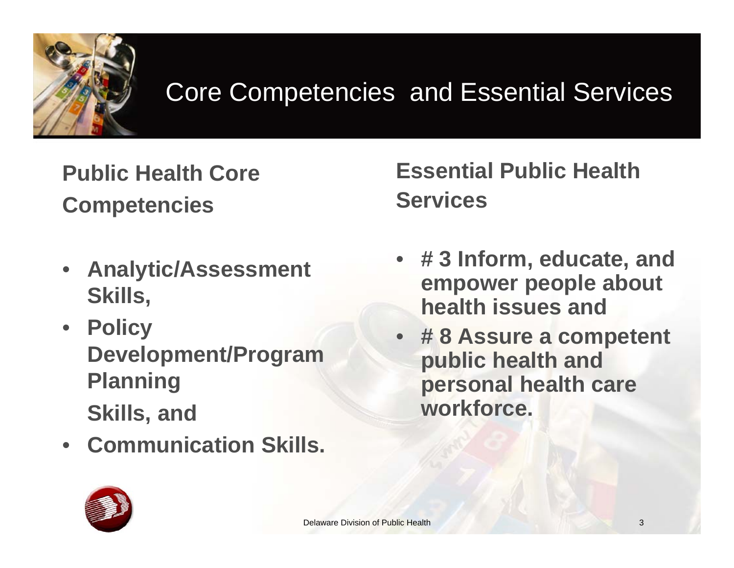# Core Competencies and Essential Services

## Public Health Core Competencies

- **Analytic/Assessment Skills,**
- **Policy Development/Program Planning Skills, and**
- **Communication Skills.**

## Essential Public Health Services

- **# 3 Inform, educate, and empower people about health issues and**
- **# 8 Assure a competent public health and personal health care workforce.**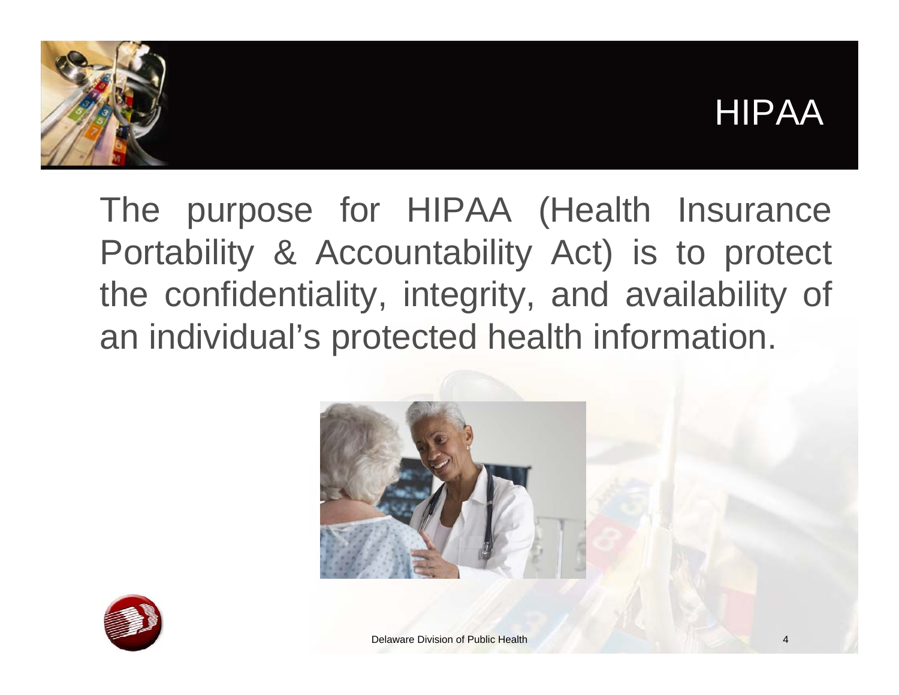# HIPAA

The purpose for HIPAA (Health Insurance Portability & Accountability Act) is to protect the confidentiality, integrity, and availability of an individual's protected health information.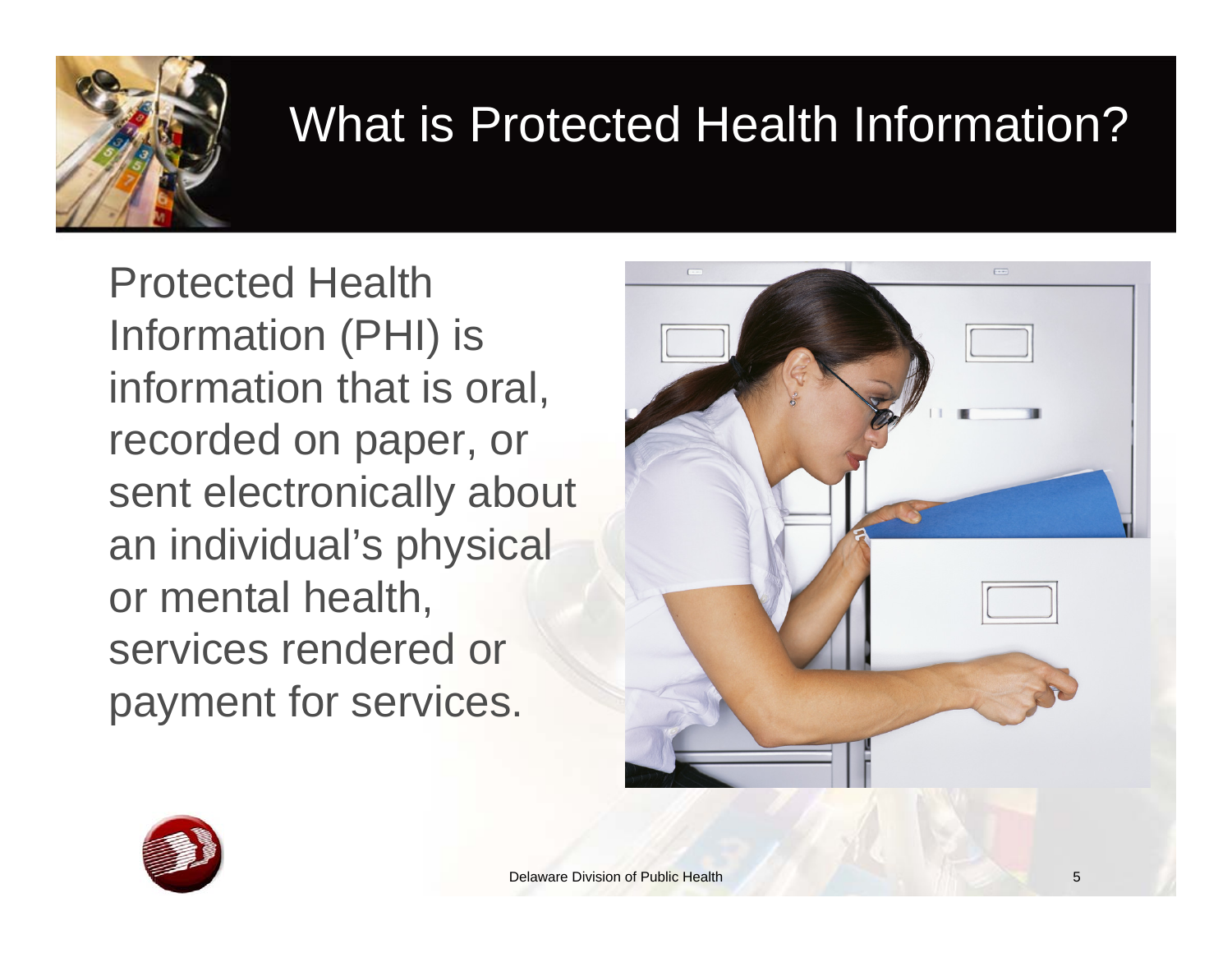# What is Protected Health Information?

Protected Health Information (PHI) is information that is oral, recorded on paper, or sent electronically about an individual's physical or mental health, services rendered or payment for services.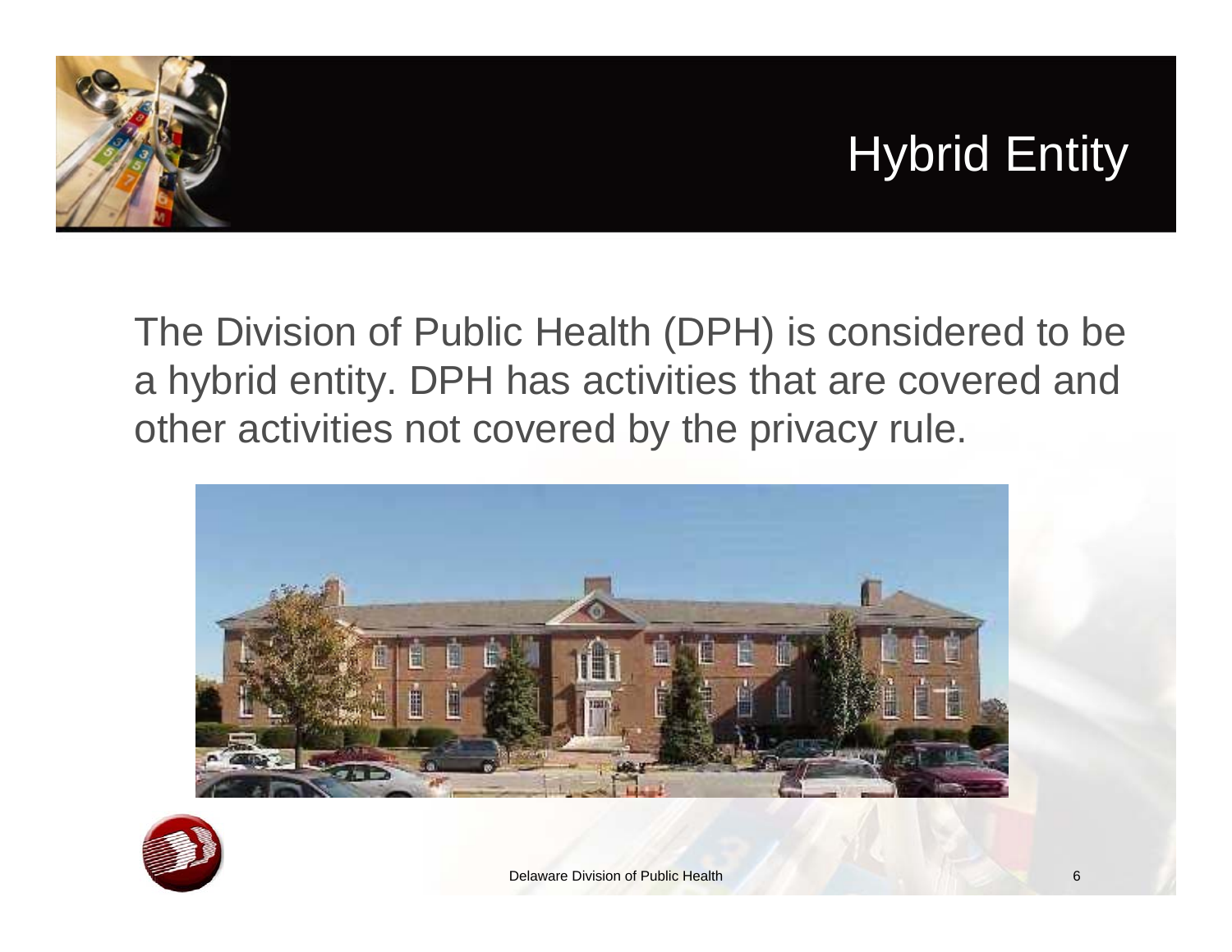# Hybrid Entity

The Division of Public Health (DPH) is considered to be a hybrid entity. DPH has activities that are covered and other activities not covered by the privacy rule.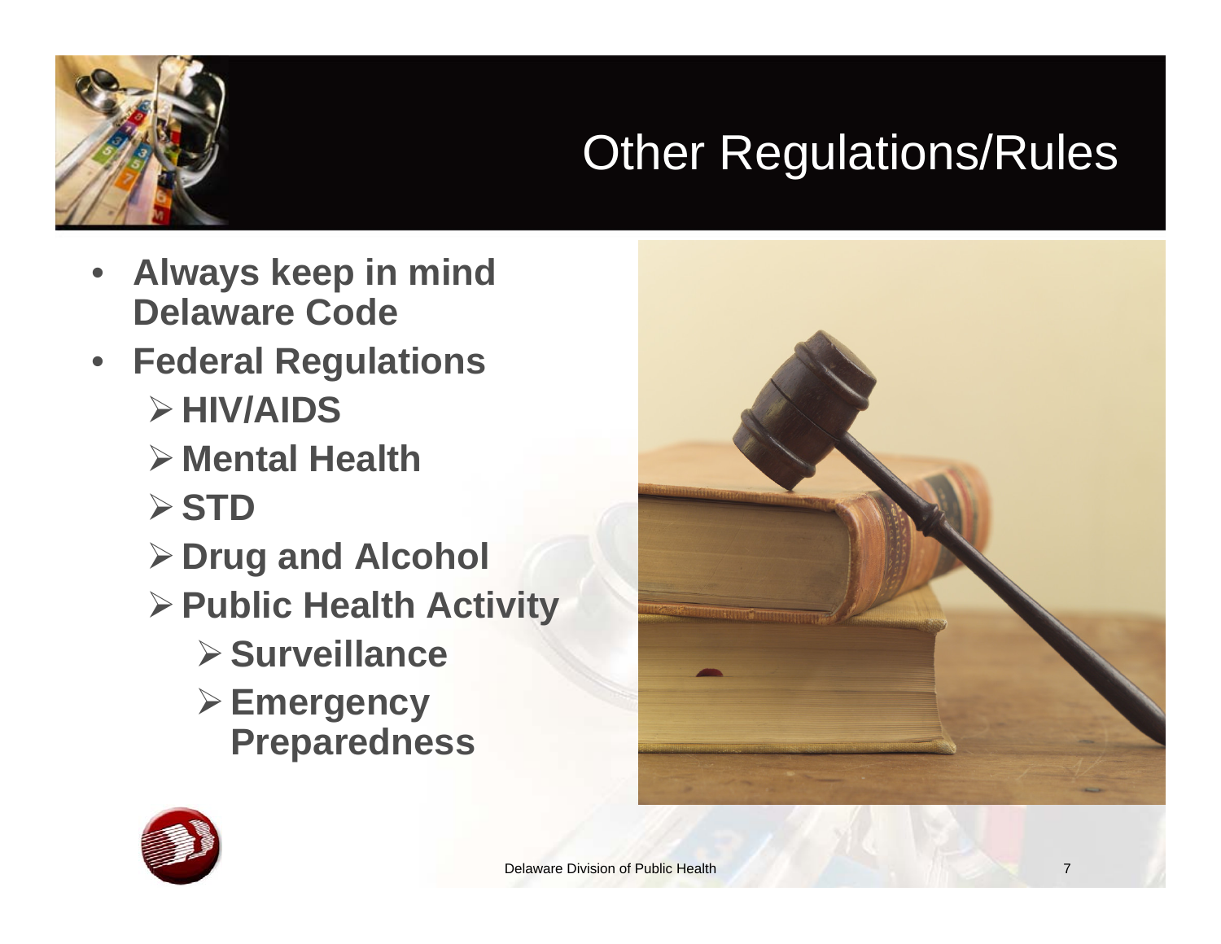# Other Regulations/Rules

- **Always keep in mind Delaware Code**
- **Federal Regulations**
  - **HIV/AIDS**
  - **Mental Health**
  - **STD**
  - **Drug and Alcohol**
  - **Public Health Activity**
    - **Surveillance**
    - **Emergency Preparedness**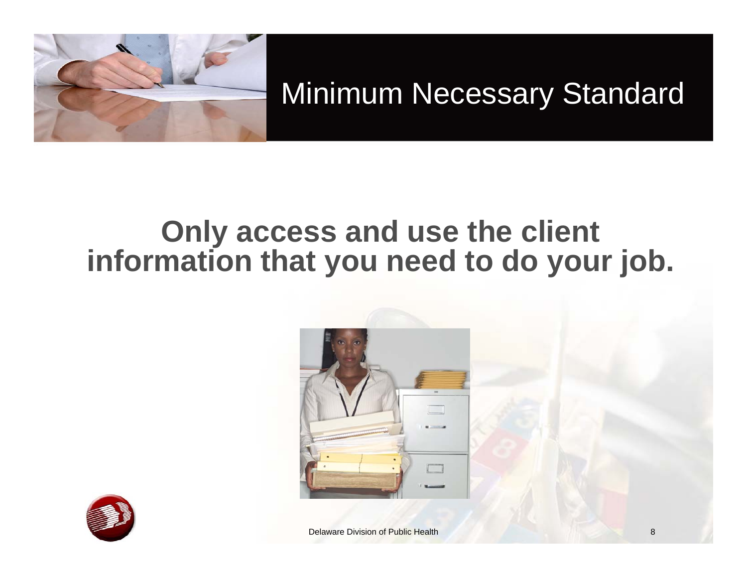# Minimum Necessary Standard

**Only access and use the client information that you need to do your job.**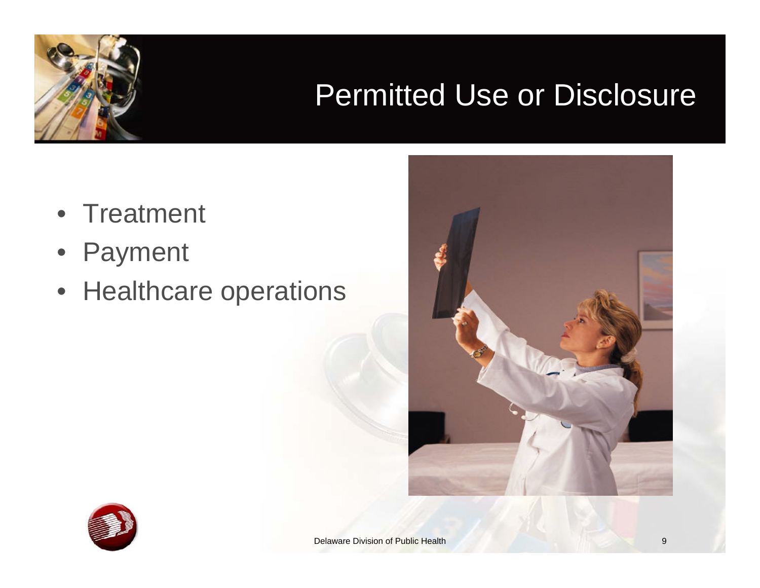# Permitted Use or Disclosure

- Treatment
- Payment
- Healthcare operations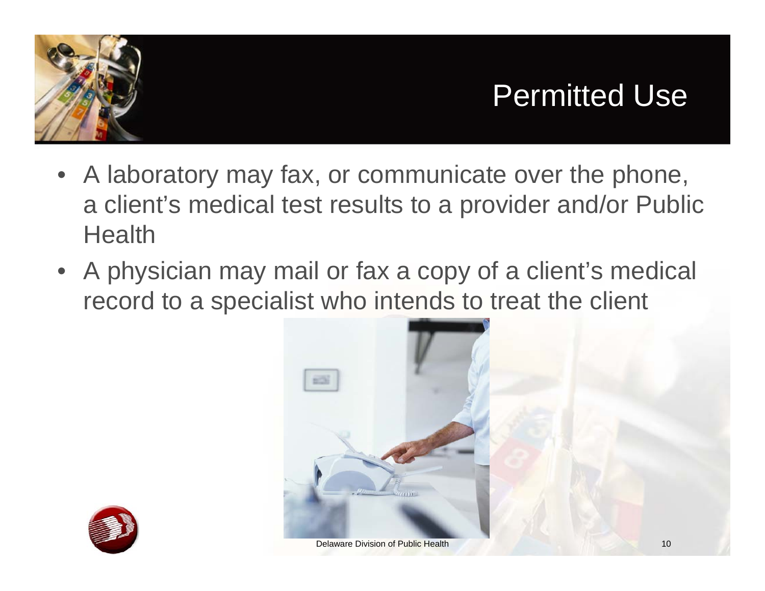# Permitted Use

- A laboratory may fax, or communicate over the phone, a client's medical test results to a provider and/or Public Health
- A physician may mail or fax a copy of a client's medical record to a specialist who intends to treat the client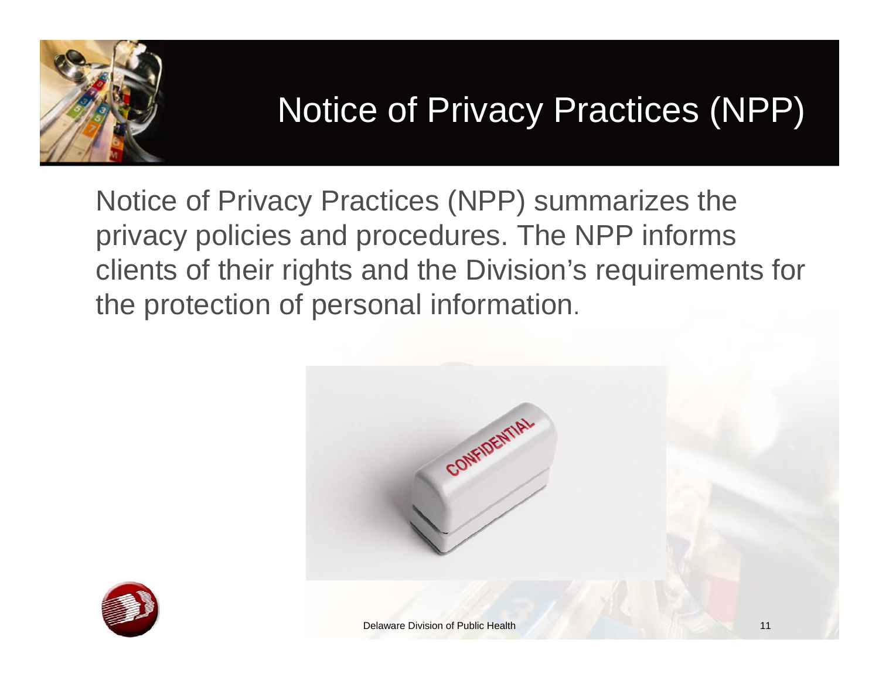# Notice of Privacy Practices (NPP)

Notice of Privacy Practices (NPP) summarizes the privacy policies and procedures. The NPP informs clients of their rights and the Division's requirements for the protection of personal information.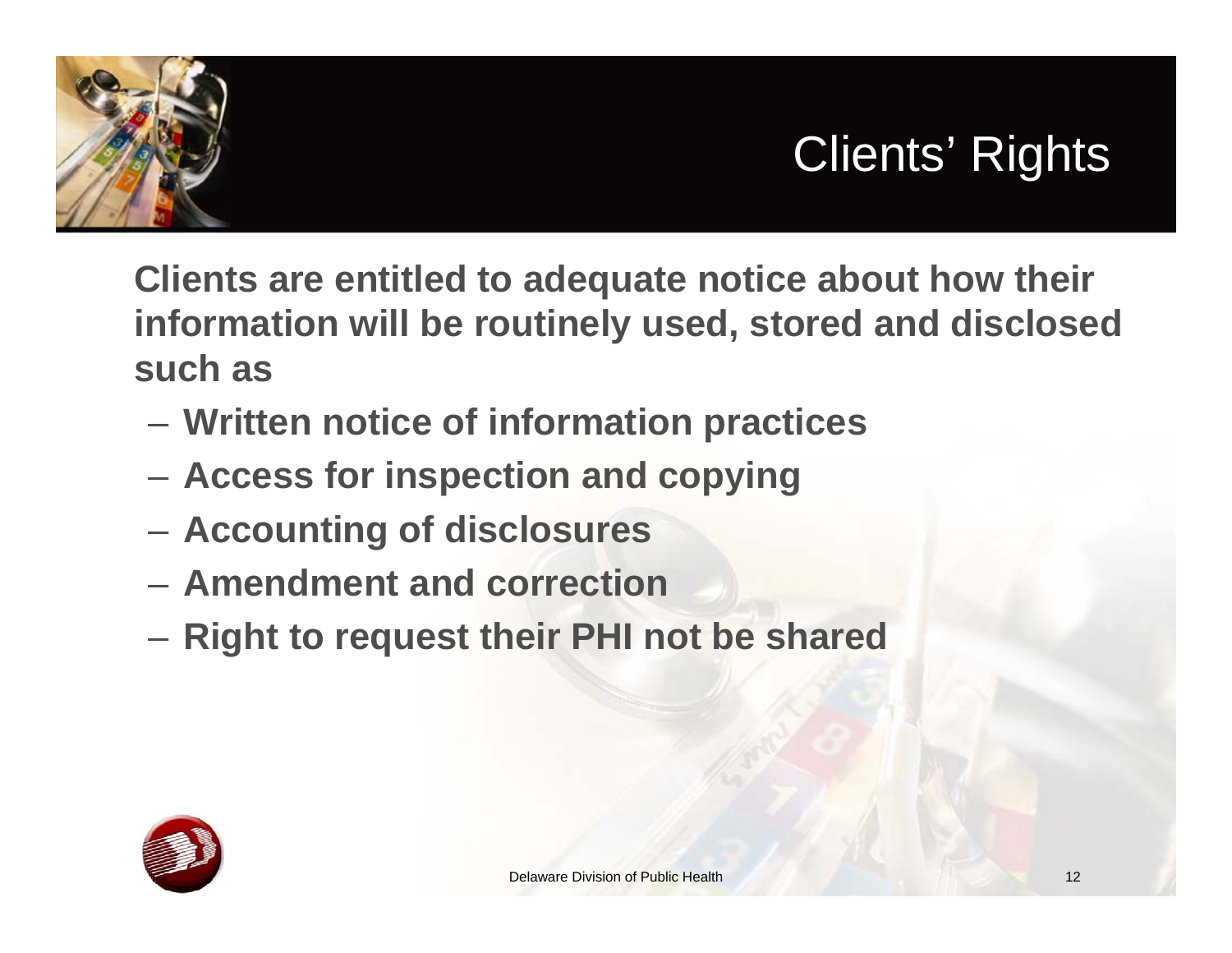# Clients' Rights

**Clients are entitled to adequate notice about how their information will be routinely used, stored and disclosed such as**

- **Written notice of information practices**
- **Access for inspection and copying**
- **Accounting of disclosures**
- **Amendment and correction**
- **Right to request their PHI not be shared**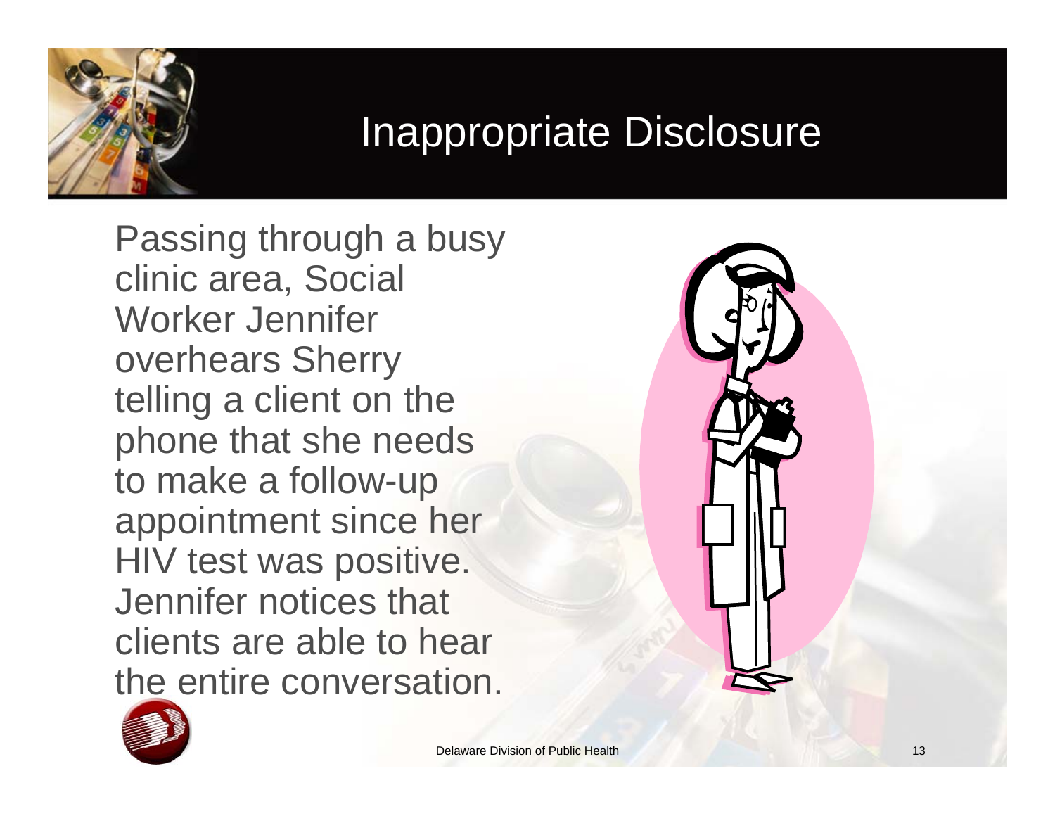# Inappropriate Disclosure

Passing through a busy clinic area, Social Worker Jennifer overhears Sherry telling a client on the phone that she needs to make a follow-up appointment since her HIV test was positive. Jennifer notices that clients are able to hear the entire conversation.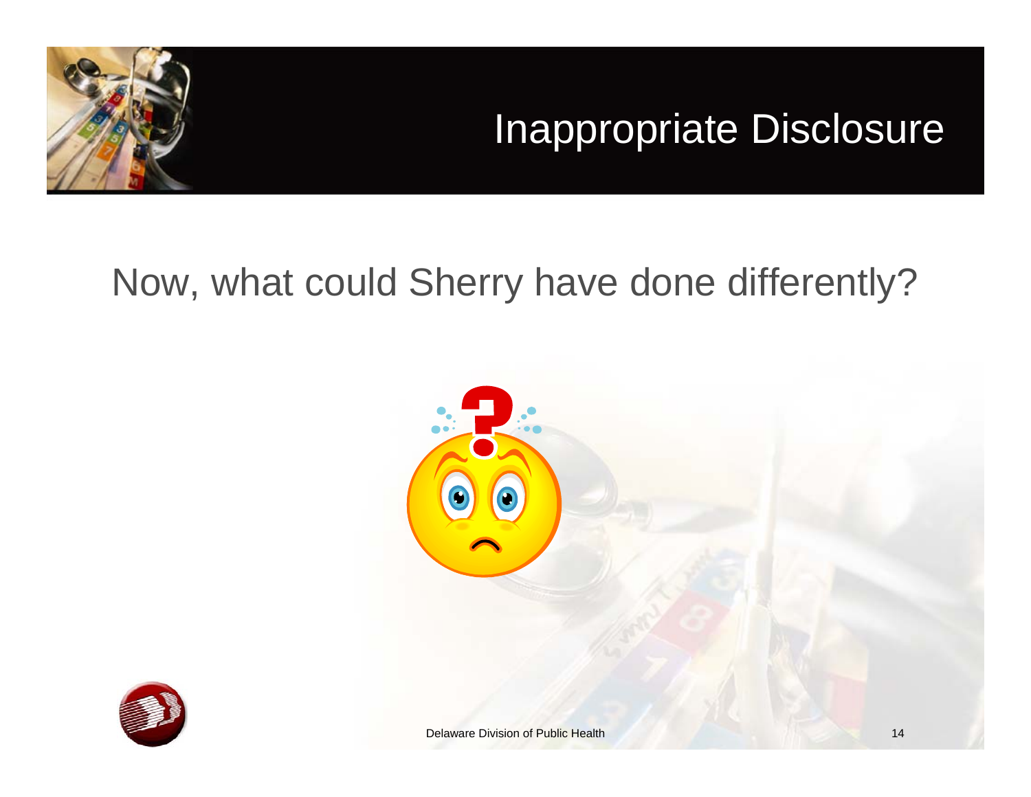# Inappropriate Disclosure

Now, what could Sherry have done differently?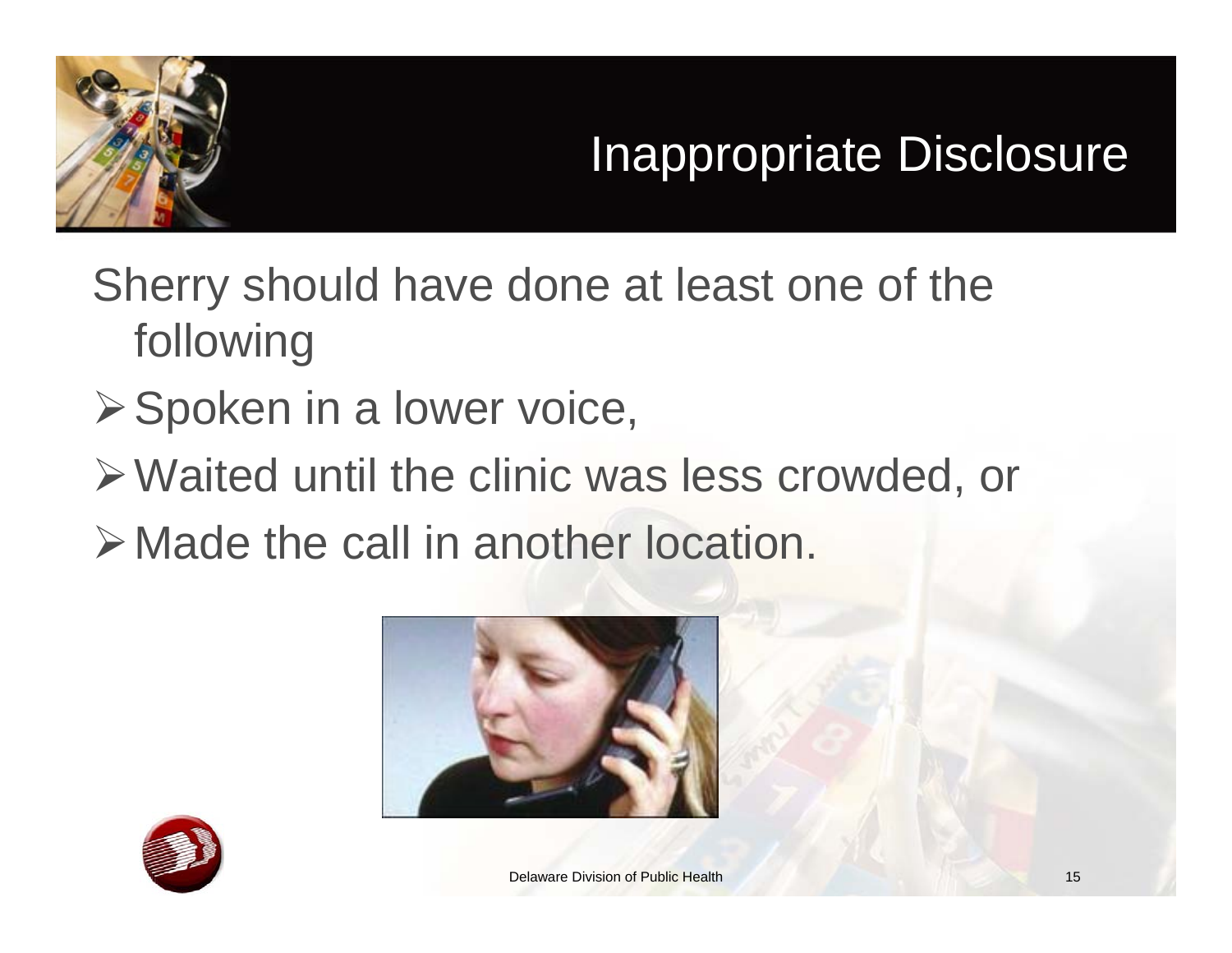# Inappropriate Disclosure

Sherry should have done at least one of the following

- Spoken in a lower voice,
- Waited until the clinic was less crowded, or
- Made the call in another location.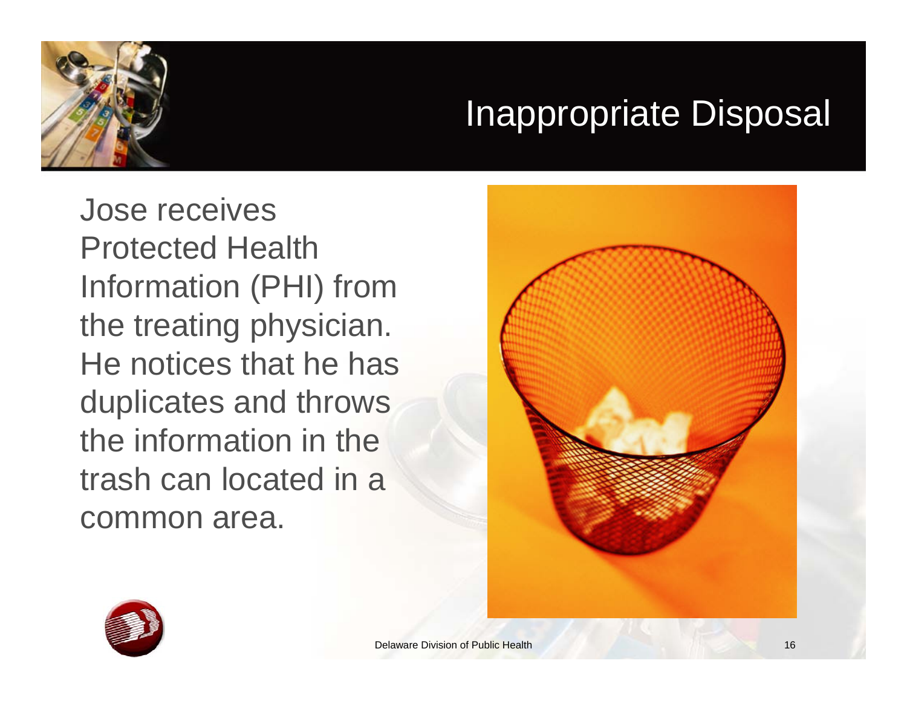# Inappropriate Disposal

Jose receives Protected Health Information (PHI) from the treating physician. He notices that he has duplicates and throws the information in the trash can located in a common area.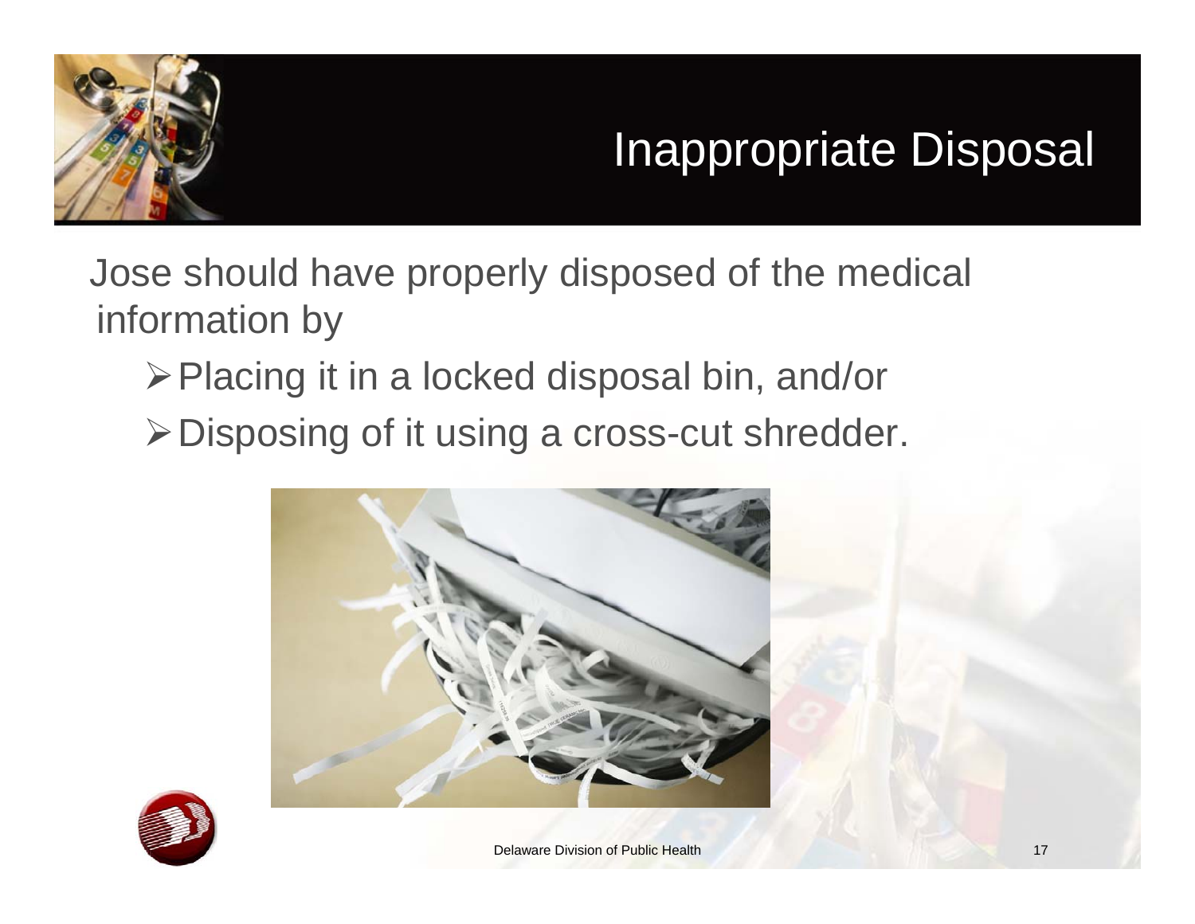# Inappropriate Disposal

Jose should have properly disposed of the medical information by

- Placing it in a locked disposal bin, and/or
- Disposing of it using a cross-cut shredder.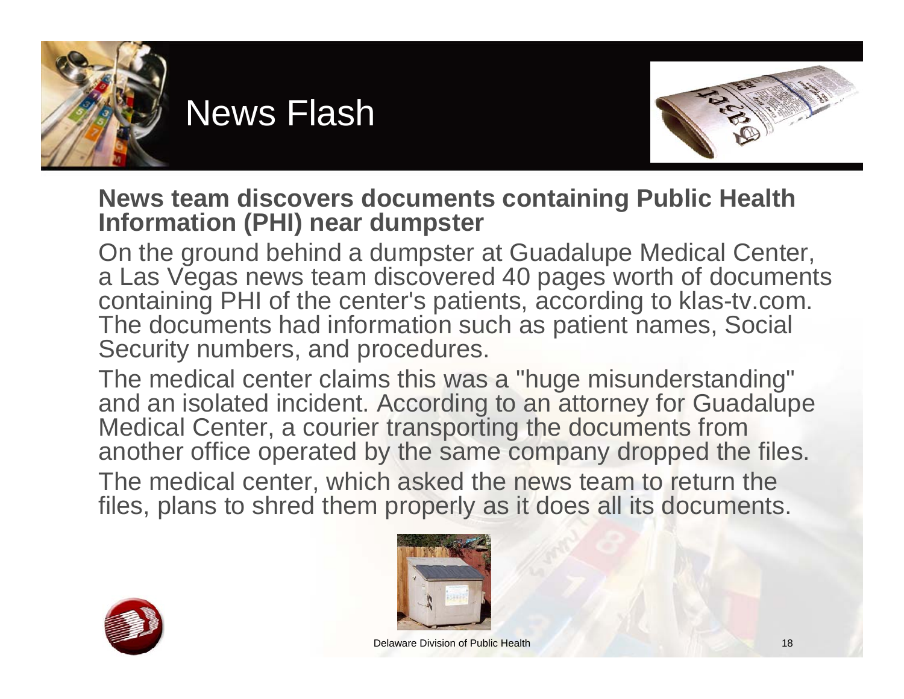# News Flash

**News team discovers documents containing Public Health Information (PHI) near dumpster**

On the ground behind a dumpster at Guadalupe Medical Center, a Las Vegas news team discovered 40 pages worth of documents containing PHI of the center's patients, according to klas-tv.com. The documents had information such as patient names, Social Security numbers, and procedures.

The medical center claims this was a "huge misunderstanding" and an isolated incident. According to an attorney for Guadalupe Medical Center, a courier transporting the documents from another office operated by the same company dropped the files.

The medical center, which asked the news team to return the files, plans to shred them properly as it does all its documents.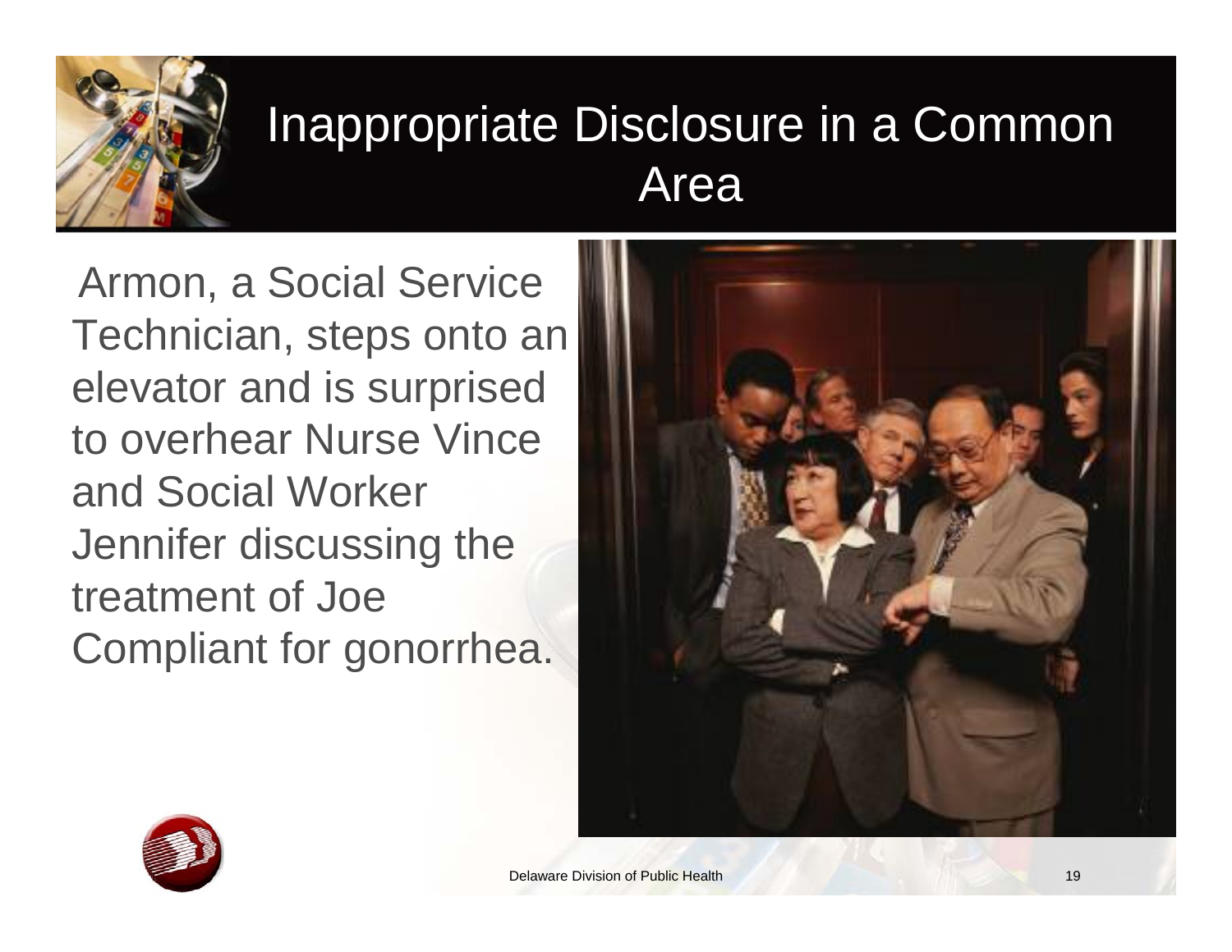# Inappropriate Disclosure in a Common Area

Armon, a Social Service Technician, steps onto an elevator and is surprised to overhear Nurse Vince and Social Worker Jennifer discussing the treatment of Joe Compliant for gonorrhea.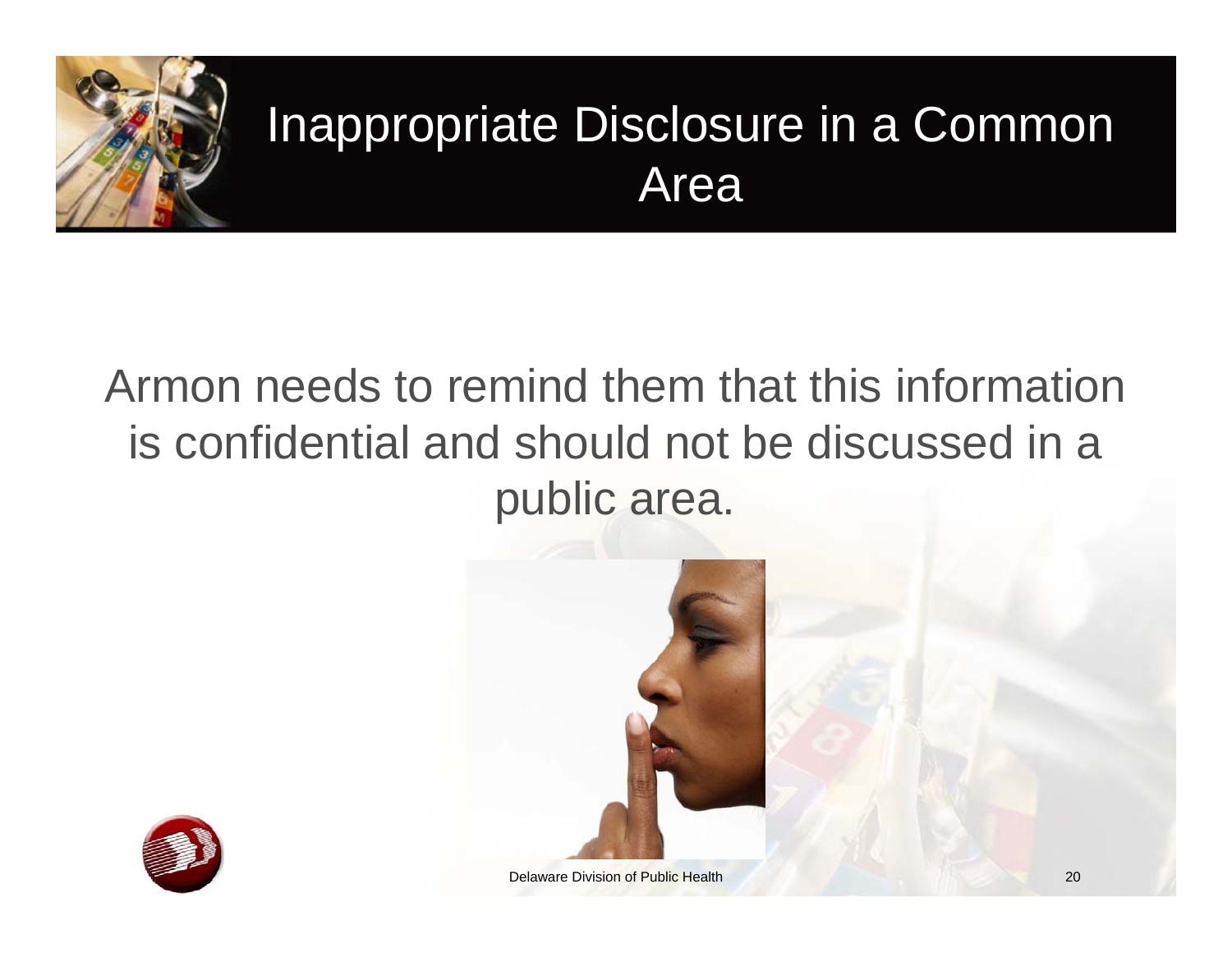# Inappropriate Disclosure in a Common Area

Armon needs to remind them that this information is confidential and should not be discussed in a public area.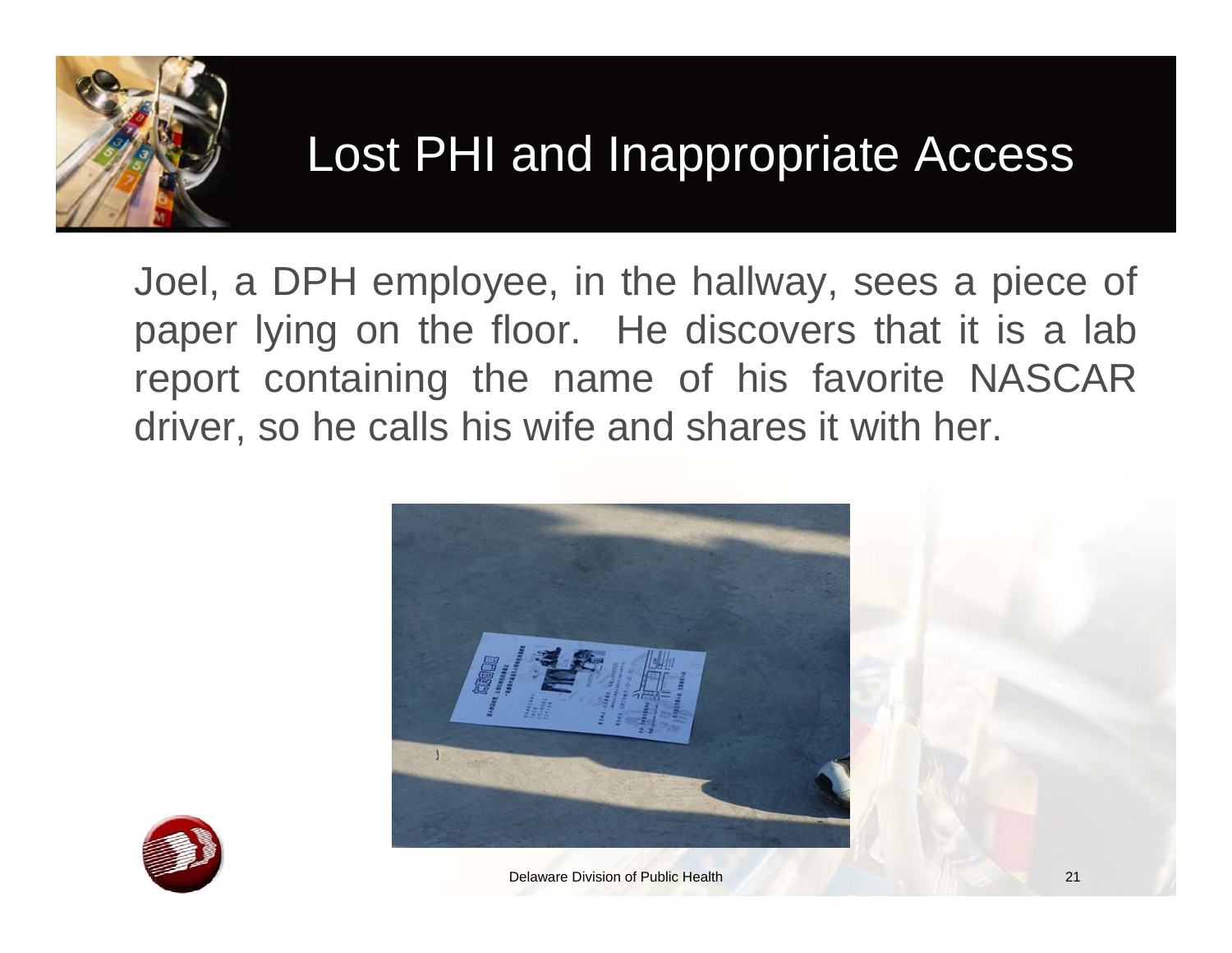# Lost PHI and Inappropriate Access

Joel, a DPH employee, in the hallway, sees a piece of paper lying on the floor. He discovers that it is a lab report containing the name of his favorite NASCAR driver, so he calls his wife and shares it with her.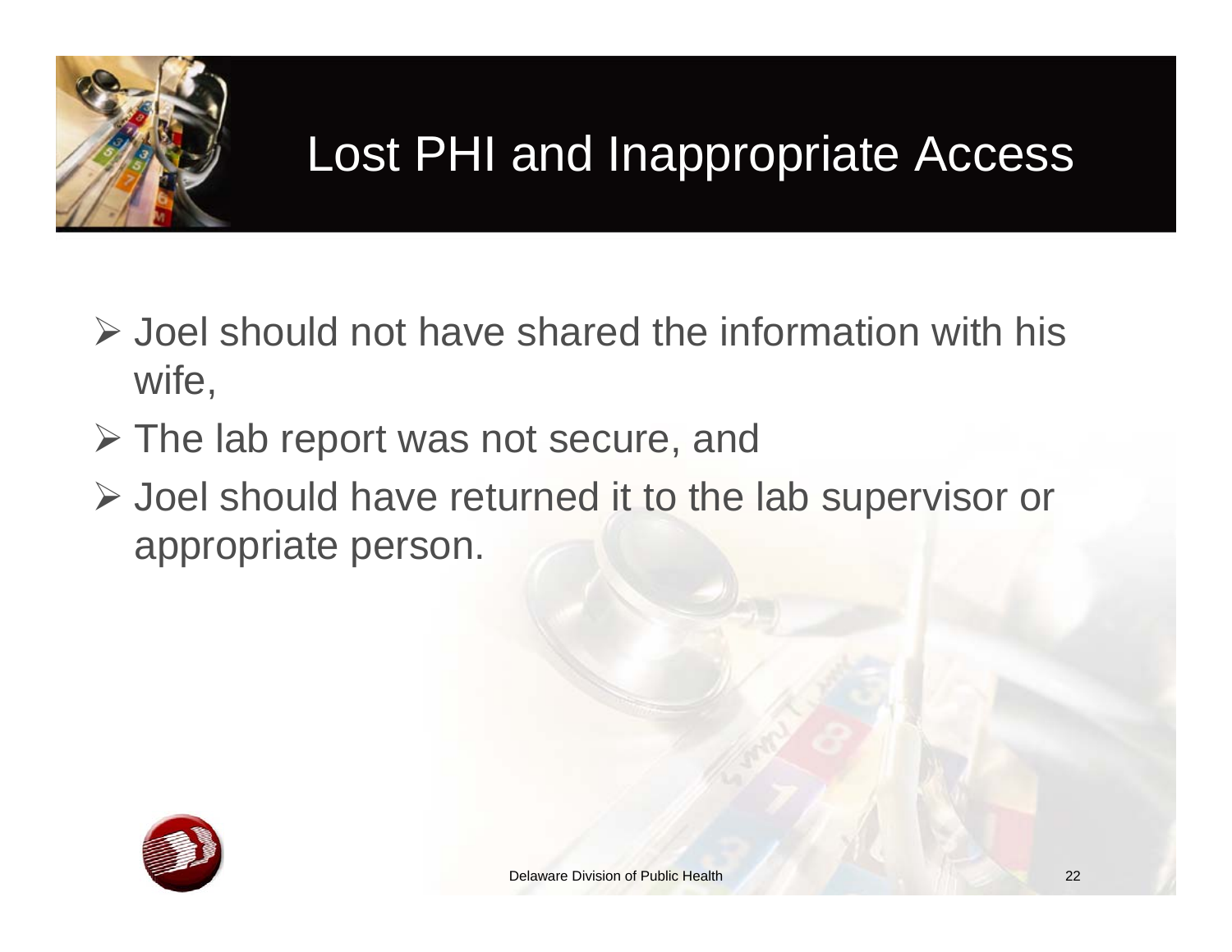# Lost PHI and Inappropriate Access

- Joel should not have shared the information with his wife,
- The lab report was not secure, and
- Joel should have returned it to the lab supervisor or appropriate person.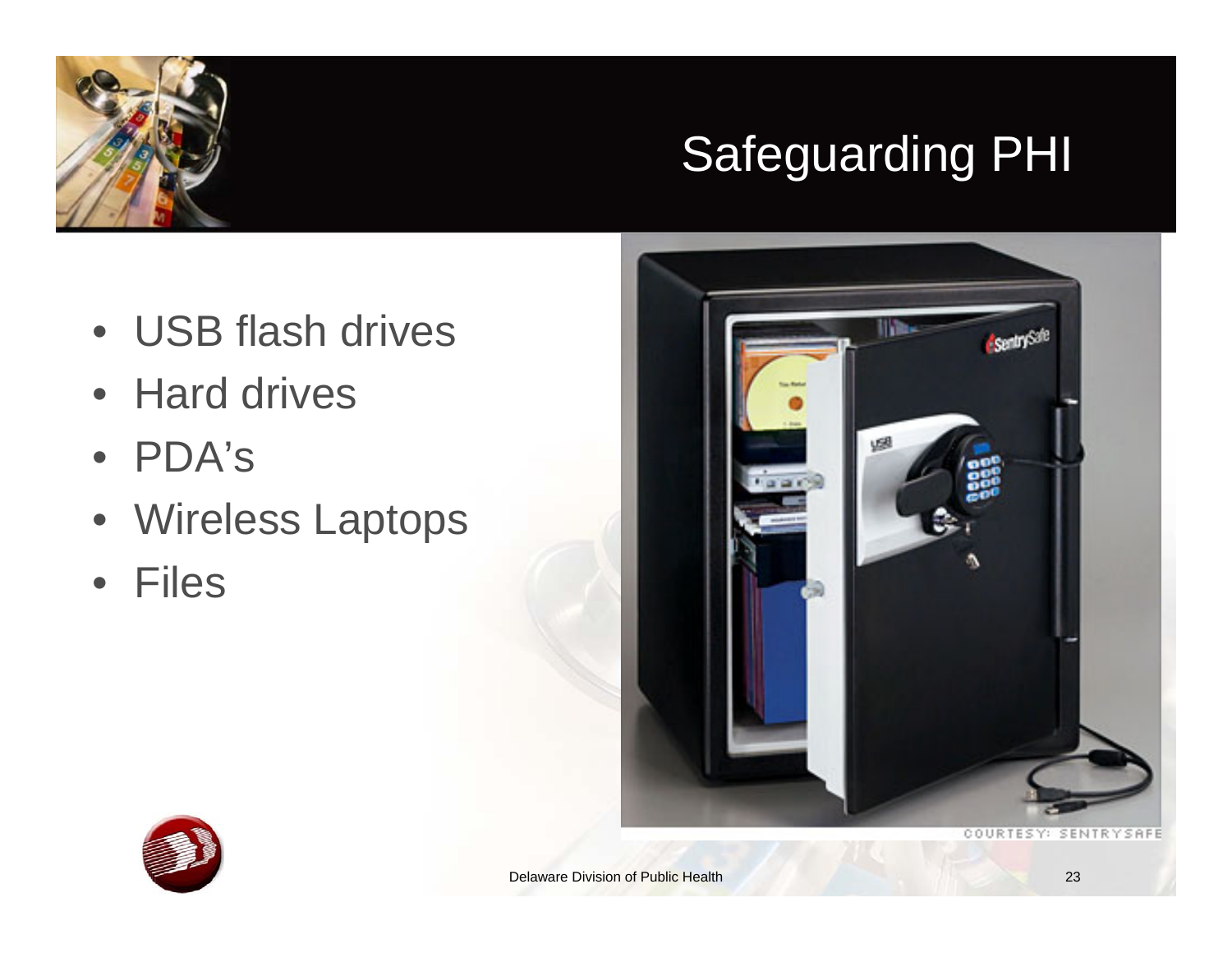# Safeguarding PHI

- USB flash drives
- Hard drives
- PDA's
- Wireless Laptops
- Files

COURTESY: SENTRYSAFE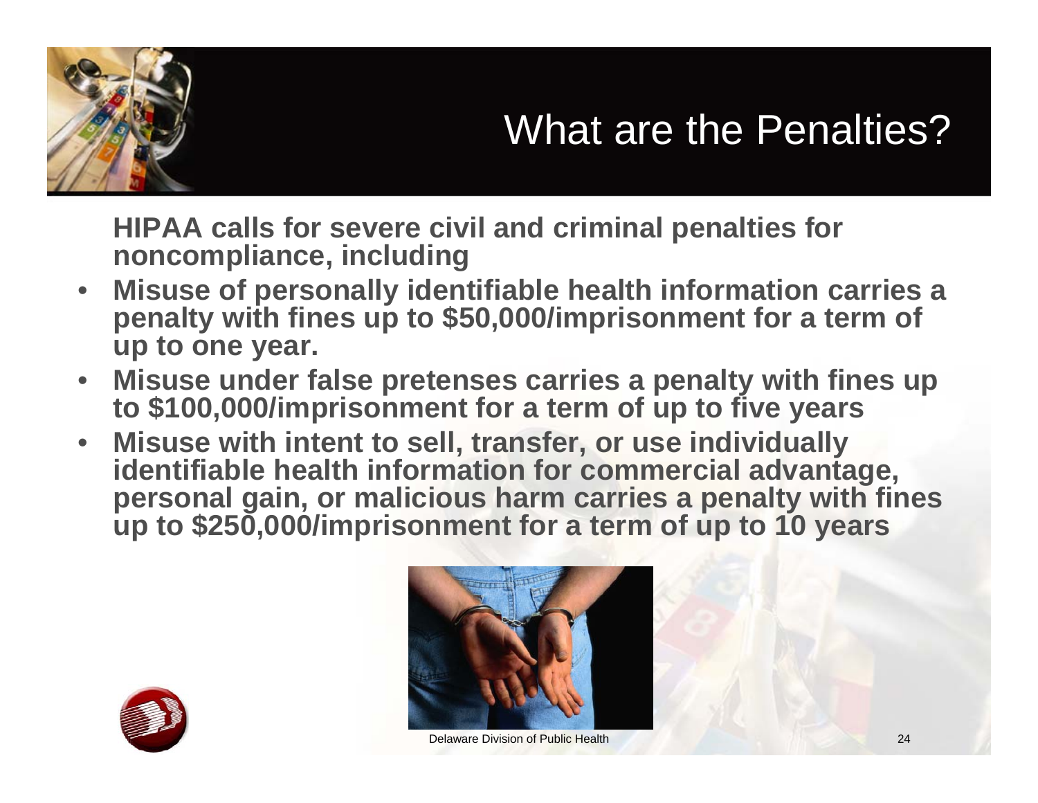# What are the Penalties?

**HIPAA calls for severe civil and criminal penalties for noncompliance, including**

- **Misuse of personally identifiable health information carries a penalty with fines up to $50,000/imprisonment for a term of up to one year.**
- **Misuse under false pretenses carries a penalty with fines up to $100,000/imprisonment for a term of up to five years**
- **Misuse with intent to sell, transfer, or use individually identifiable health information for commercial advantage, personal gain, or malicious harm carries a penalty with fines up to $250,000/imprisonment for a term of up to 10 years**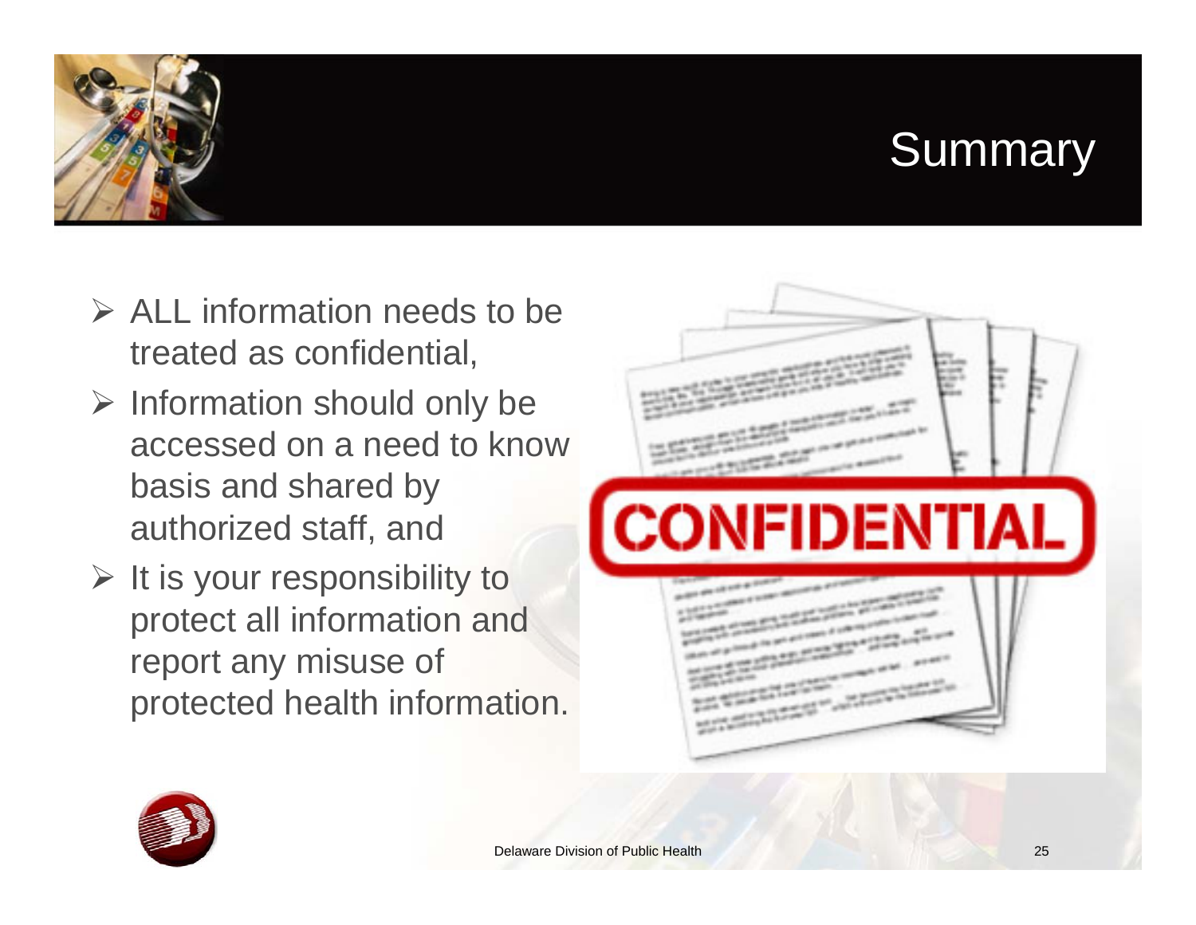# Summary

- ALL information needs to be treated as confidential,
- Information should only be accessed on a need to know basis and shared by authorized staff, and
- It is your responsibility to protect all information and report any misuse of protected health information.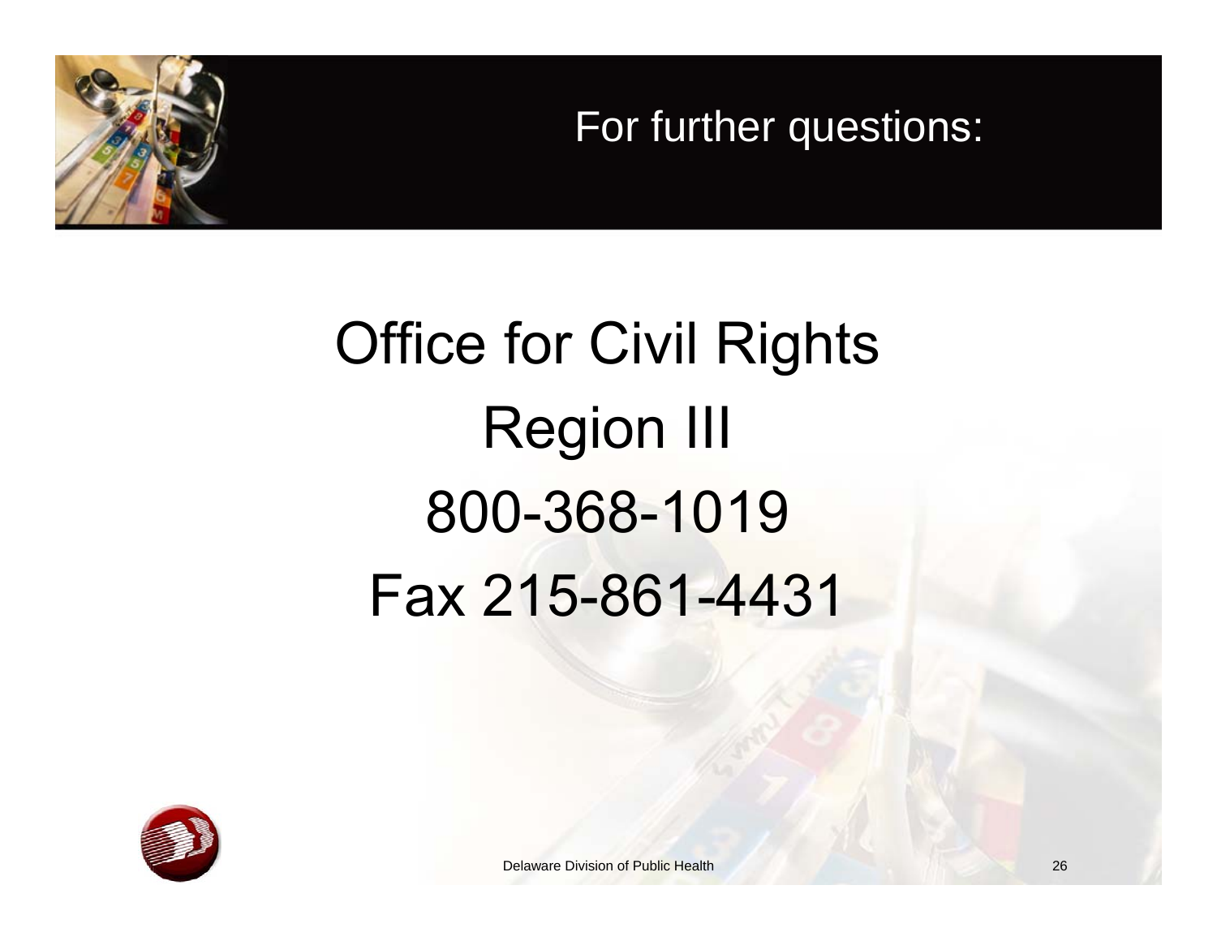# For further questions:

Office for Civil Rights

Region III

800-368-1019

Fax 215-861-4431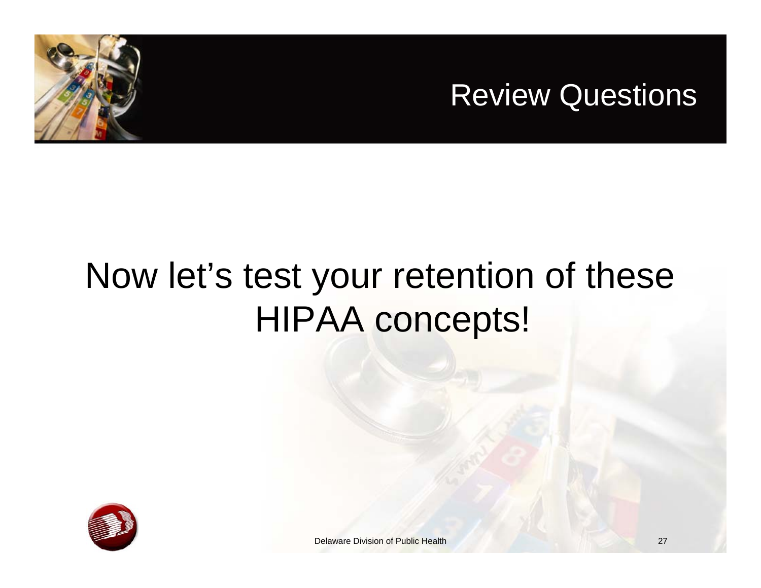# Review Questions

Now let's test your retention of these HIPAA concepts!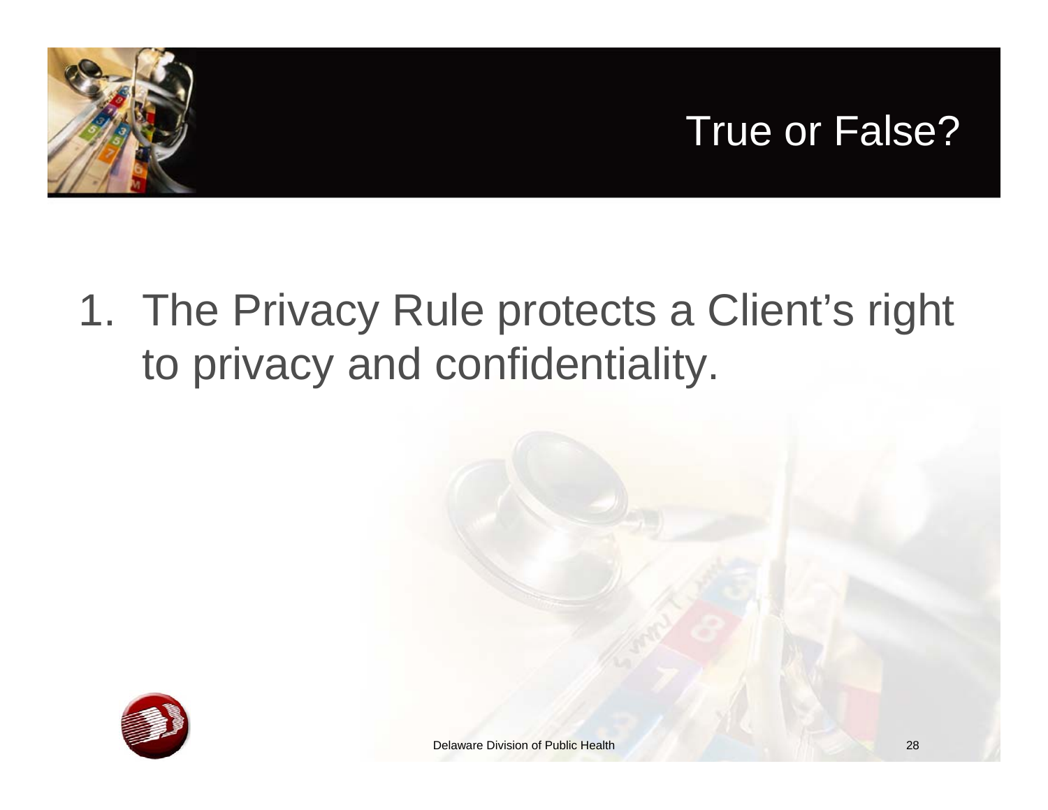# True or False?

1. The Privacy Rule protects a Client's right to privacy and confidentiality.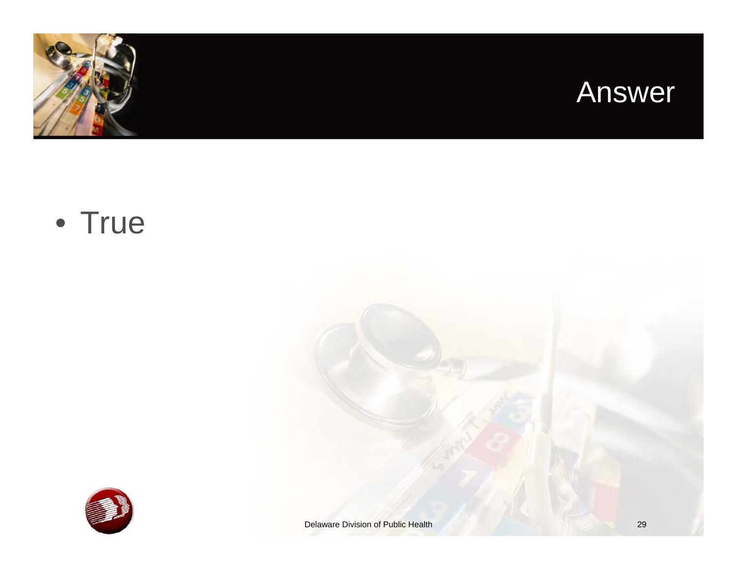# Answer

- True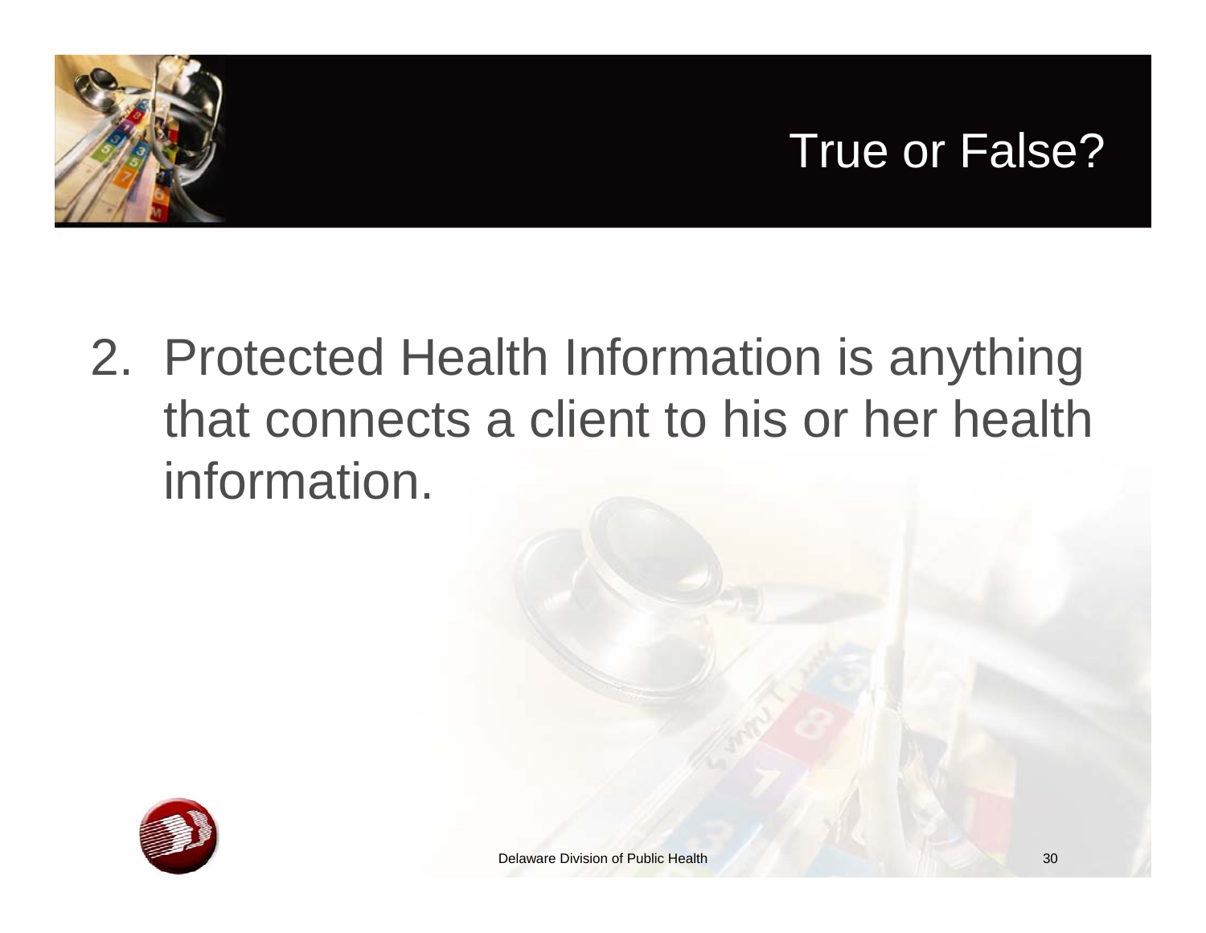# True or False?

2. Protected Health Information is anything that connects a client to his or her health information.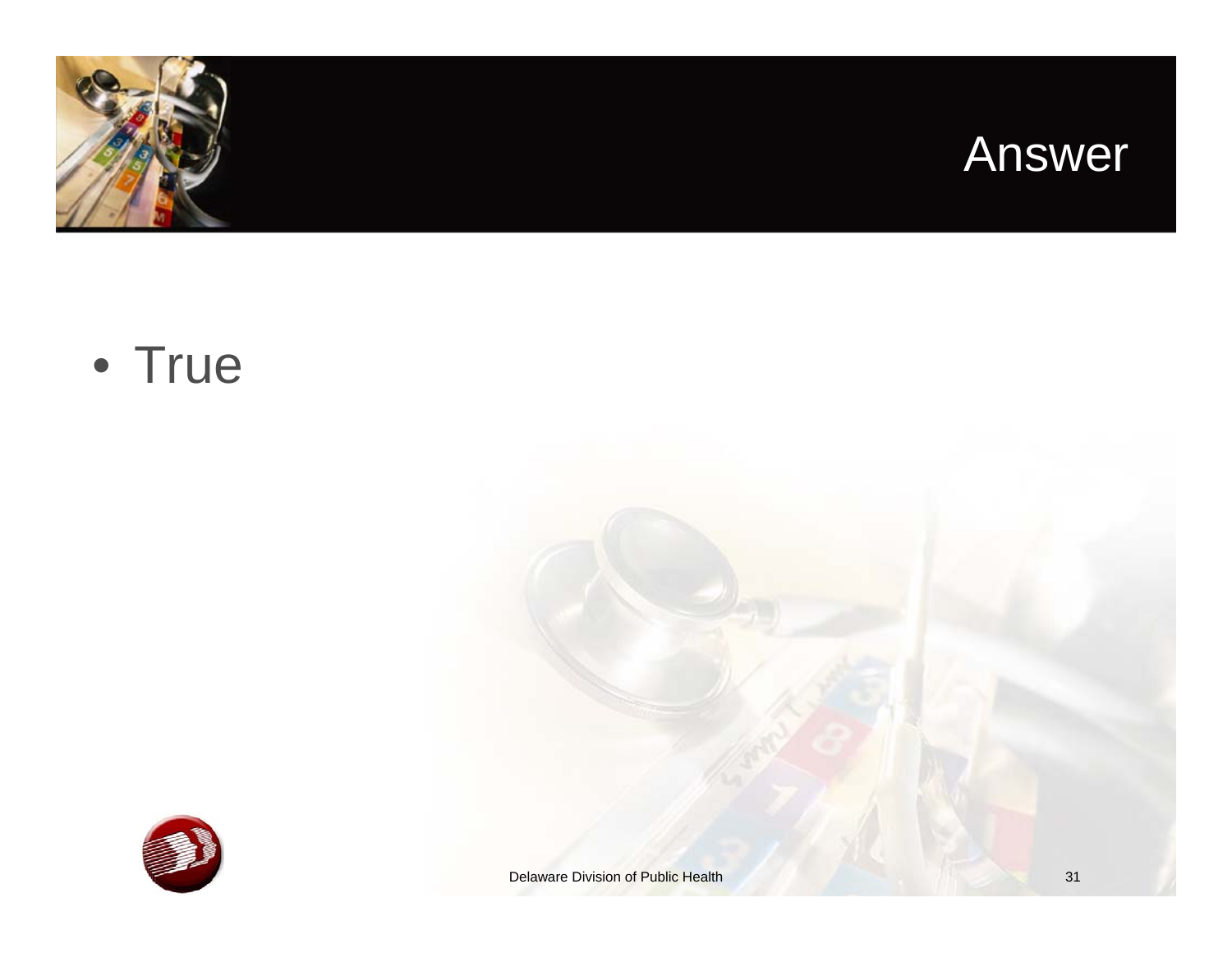# Answer

- True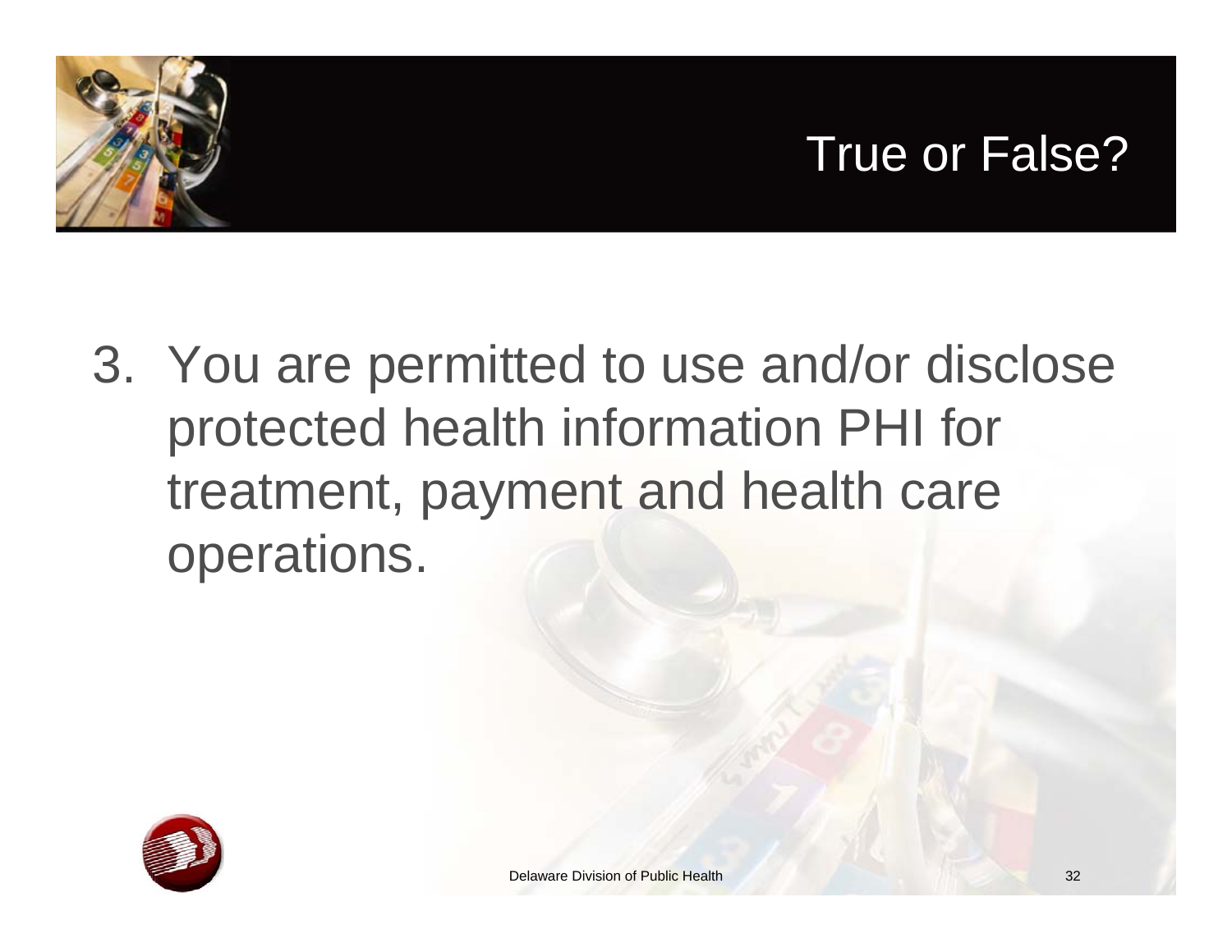# True or False?

3. You are permitted to use and/or disclose protected health information PHI for treatment, payment and health care operations.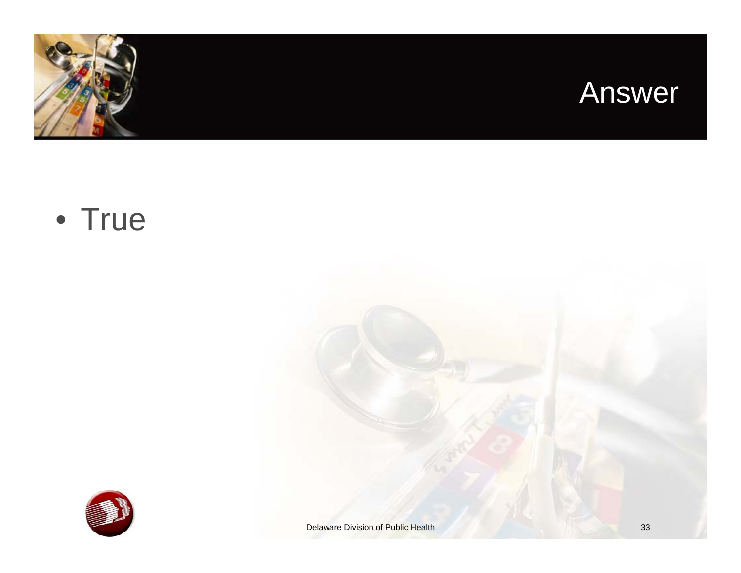# Answer

- True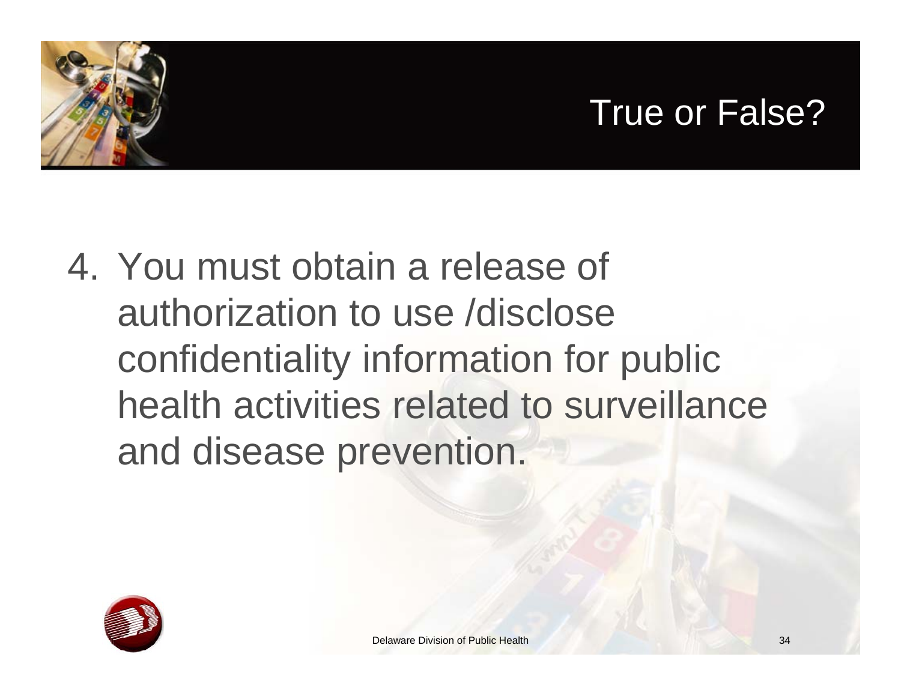# True or False?

4. You must obtain a release of authorization to use /disclose confidentiality information for public health activities related to surveillance and disease prevention.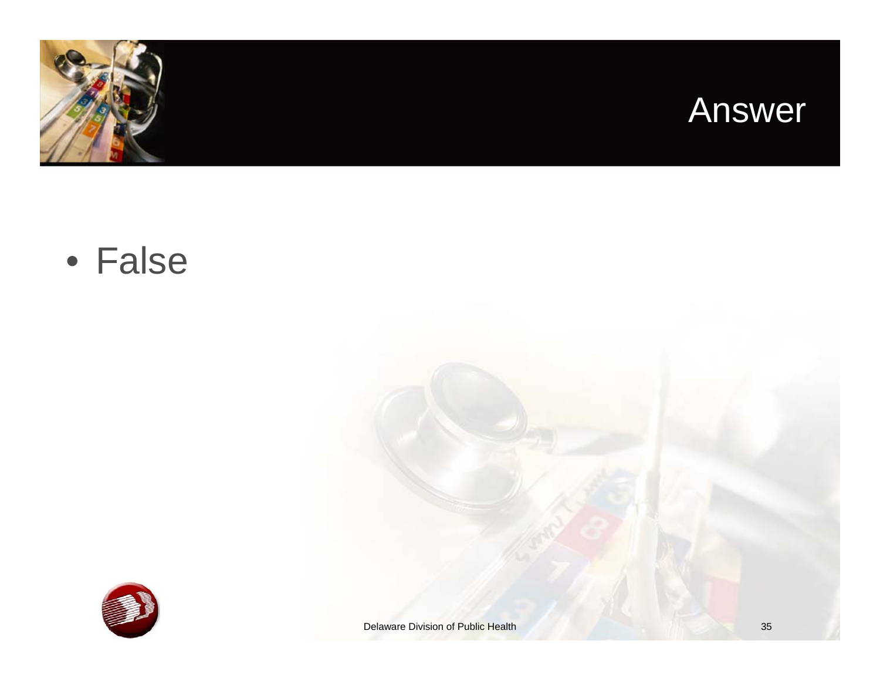# Answer

- False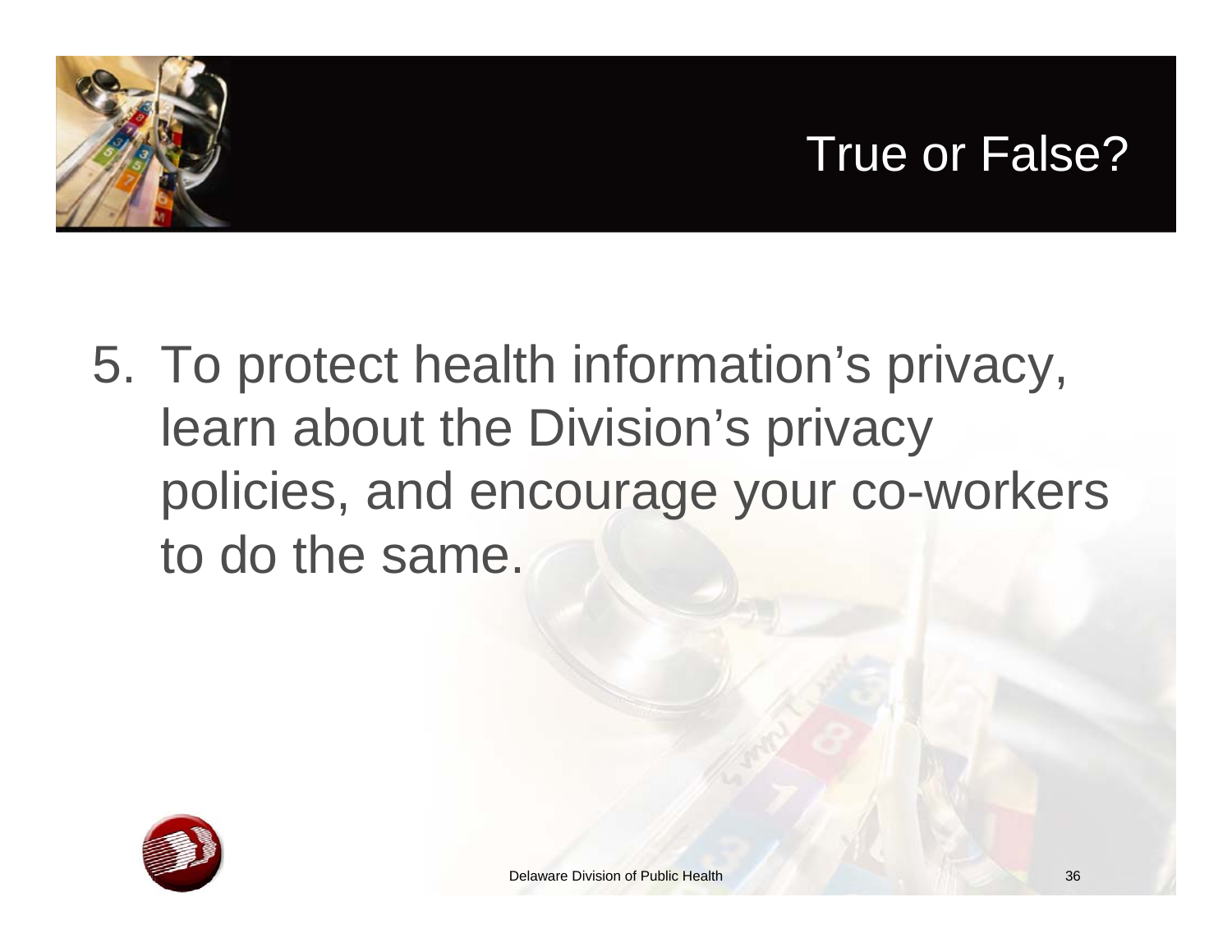# True or False?

5. To protect health information's privacy, learn about the Division's privacy policies, and encourage your co-workers to do the same.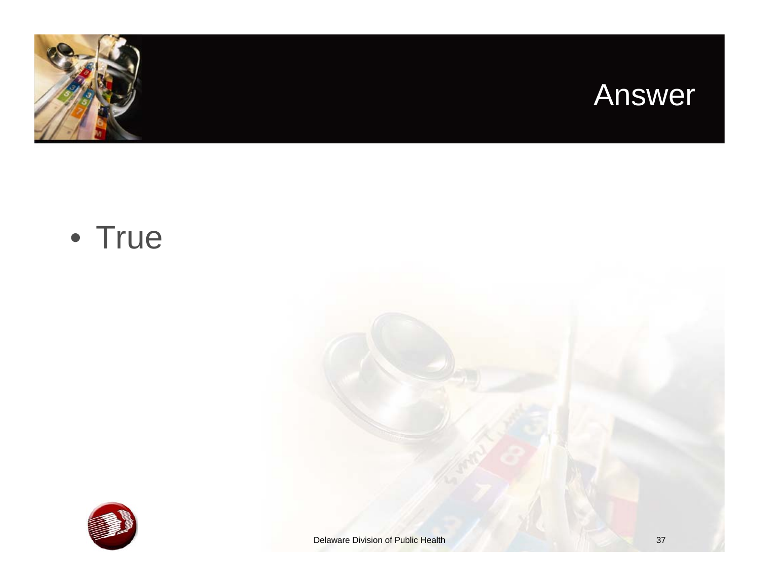# Answer

- True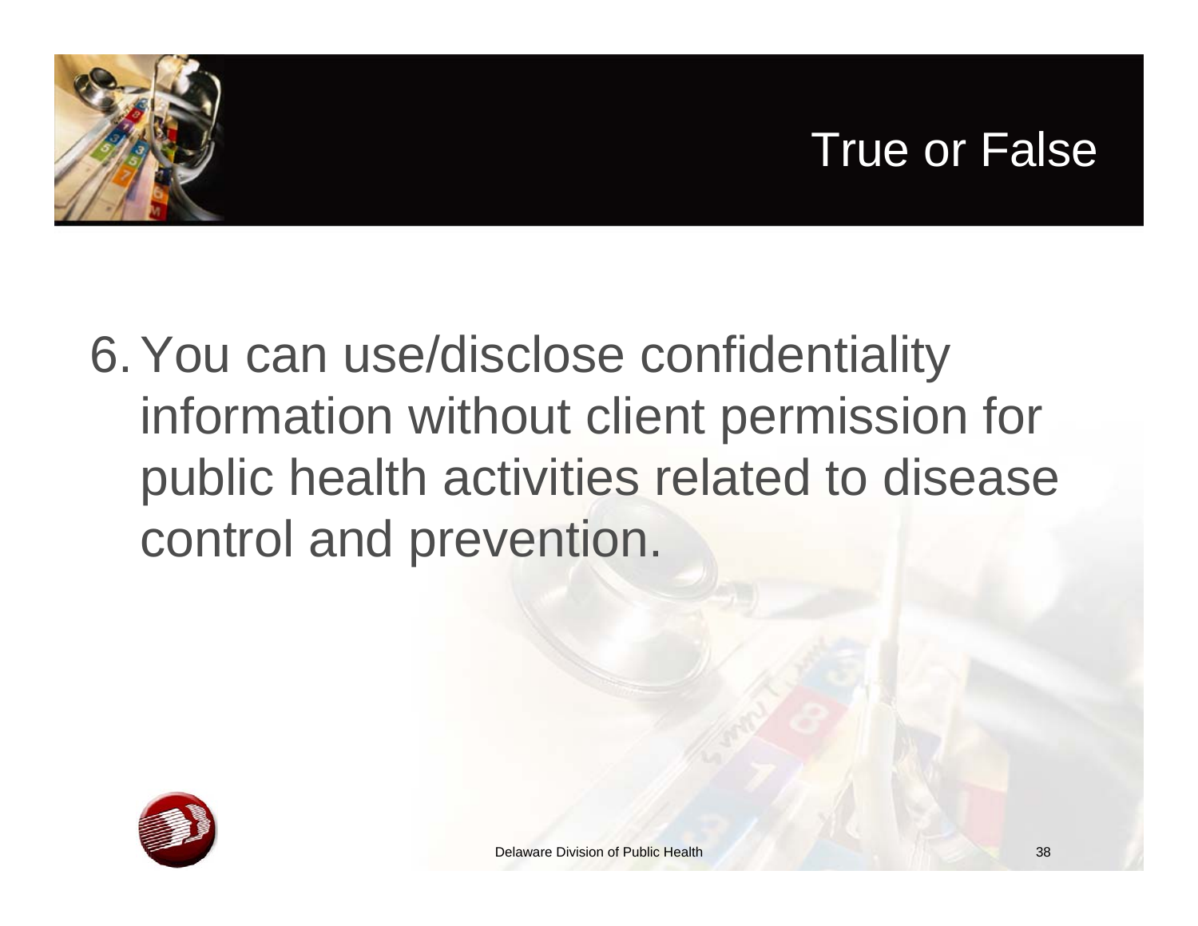# True or False

6. You can use/disclose confidentiality information without client permission for public health activities related to disease control and prevention.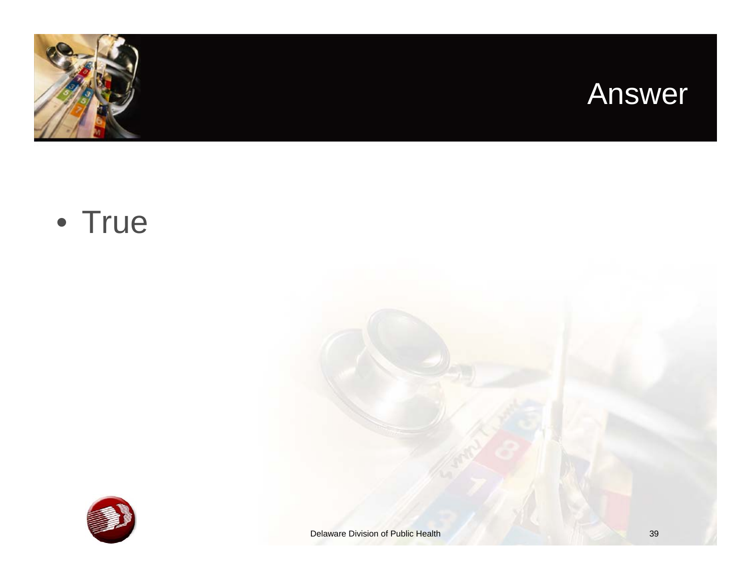# Answer

- True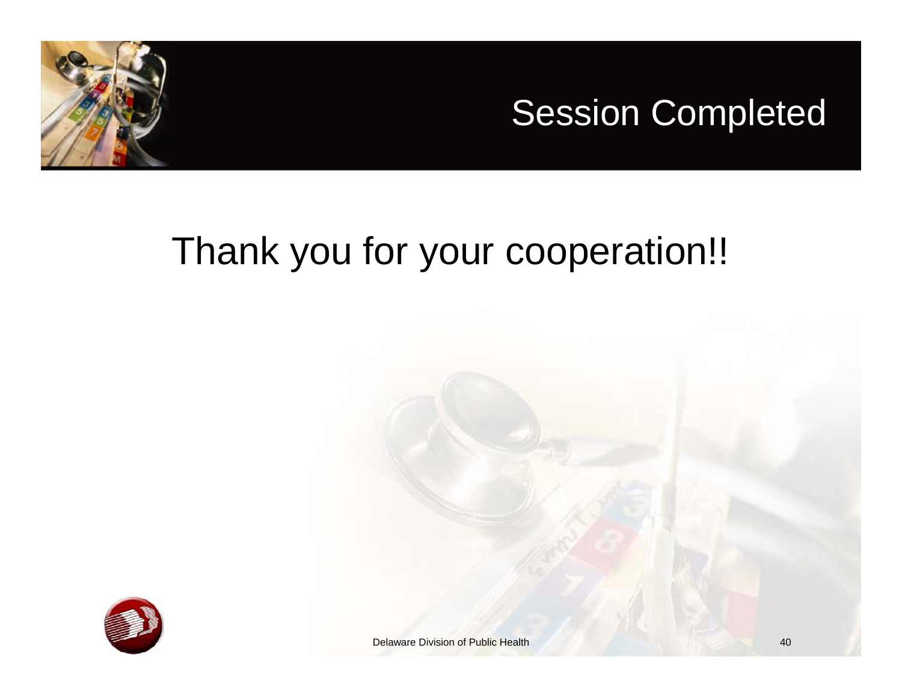# Session Completed

Thank you for your cooperation!!